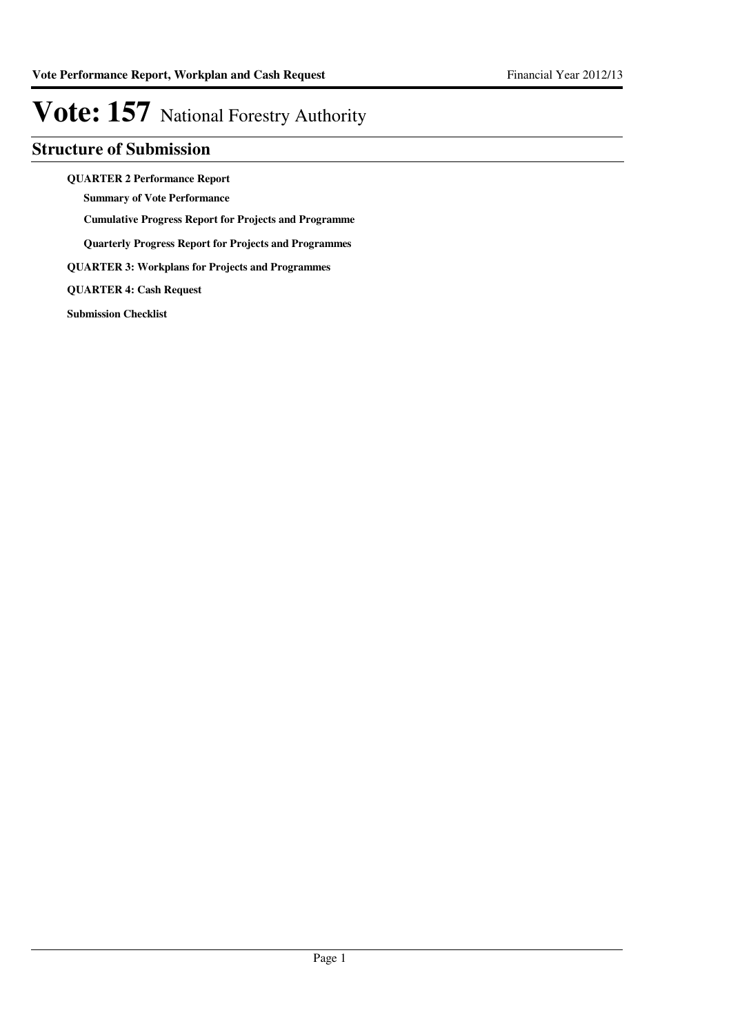# Vote: 157 National Forestry Authority

## Structure of Submission

**QUARTER 2 Performance Report**

- **Summary of Vote Performance**
- **Cumulative Progress Report for Projects and Programme**
- **Quarterly Progress Report for Projects and Programmes**

**QUARTER 3: Workplans for Projects and Programmes**

**QUARTER 4: Cash Request**

**Submission Checklist**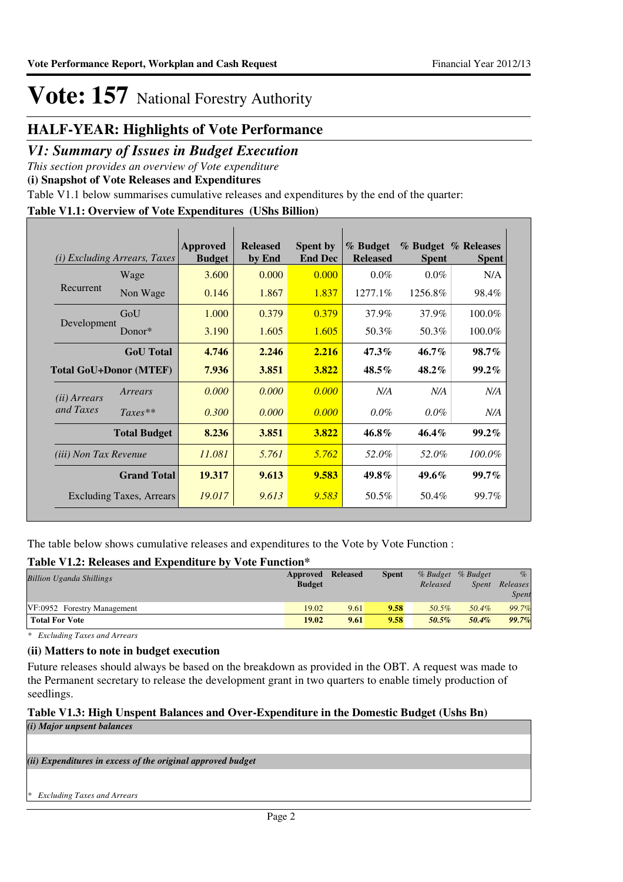# Vote: 157 National Forestry Authority

## HALF-YEAR: Highlights of Vote Performance

## *V1: Summary of Issues in Budget Execution*

*This section provides an overview of Vote expenditure*

**(i) Snapshot of Vote Releases and Expenditures**

Table V1.1 below summarises cumulative releases and expenditures by the end of the quarter:

**Table V1.1: Overview of Vote Expenditures (UShs Billion)**

| *(i) Excluding Arrears, Taxes* | | Approved Budget | Released by End | Spent by End Dec | % Budget Released | % Budget Spent | % Releases Spent |
|---|---|---|---|---|---|---|---|
| Recurrent | Wage | 3.600 | 0.000 | 0.000 | 0.0% | 0.0% | N/A |
| | Non Wage | 0.146 | 1.867 | 1.837 | 1277.1% | 1256.8% | 98.4% |
| Development | GoU | 1.000 | 0.379 | 0.379 | 37.9% | 37.9% | 100.0% |
| | Donor* | 3.190 | 1.605 | 1.605 | 50.3% | 50.3% | 100.0% |
| | **GoU Total** | **4.746** | **2.246** | **2.216** | **47.3%** | **46.7%** | **98.7%** |
| **Total GoU+Donor (MTEF)** | | **7.936** | **3.851** | **3.822** | **48.5%** | **48.2%** | **99.2%** |
| *(ii) Arrears and Taxes* | *Arrears* | *0.000* | *0.000* | *0.000* | *N/A* | *N/A* | *N/A* |
| | *Taxes*** | *0.300* | *0.000* | *0.000* | *0.0%* | *0.0%* | *N/A* |
| | **Total Budget** | **8.236** | **3.851** | **3.822** | **46.8%** | **46.4%** | **99.2%** |
| *(iii) Non Tax Revenue* | | *11.081* | *5.761* | *5.762* | *52.0%* | *52.0%* | *100.0%* |
| | **Grand Total** | **19.317** | **9.613** | **9.583** | **49.8%** | **49.6%** | **99.7%** |
| Excluding Taxes, Arrears | | *19.017* | *9.613* | *9.583* | 50.5% | 50.4% | 99.7% |

The table below shows cumulative releases and expenditures to the Vote by Vote Function :

**Table V1.2: Releases and Expenditure by Vote Function***

| *Billion Uganda Shillings* | Approved Budget | Released | Spent | *% Budget Released* | *% Budget Spent* | *% Releases Spent* |
|---|---|---|---|---|---|---|
| VF:0952 Forestry Management | 19.02 | 9.61 | 9.58 | 50.5% | 50.4% | 99.7% |
| **Total For Vote** | **19.02** | **9.61** | **9.58** | **50.5%** | **50.4%** | **99.7%** |

\* *Excluding Taxes and Arrears*

**(ii) Matters to note in budget execution**

Future releases should always be based on the breakdown as provided in the OBT. A request was made to the Permanent secretary to release the development grant in two quarters to enable timely production of seedlings.

**Table V1.3: High Unspent Balances and Over-Expenditure in the Domestic Budget (Ushs Bn)**

***(i) Major unspent balances***

***(ii) Expenditures in excess of the original approved budget***

\* *Excluding Taxes and Arrears*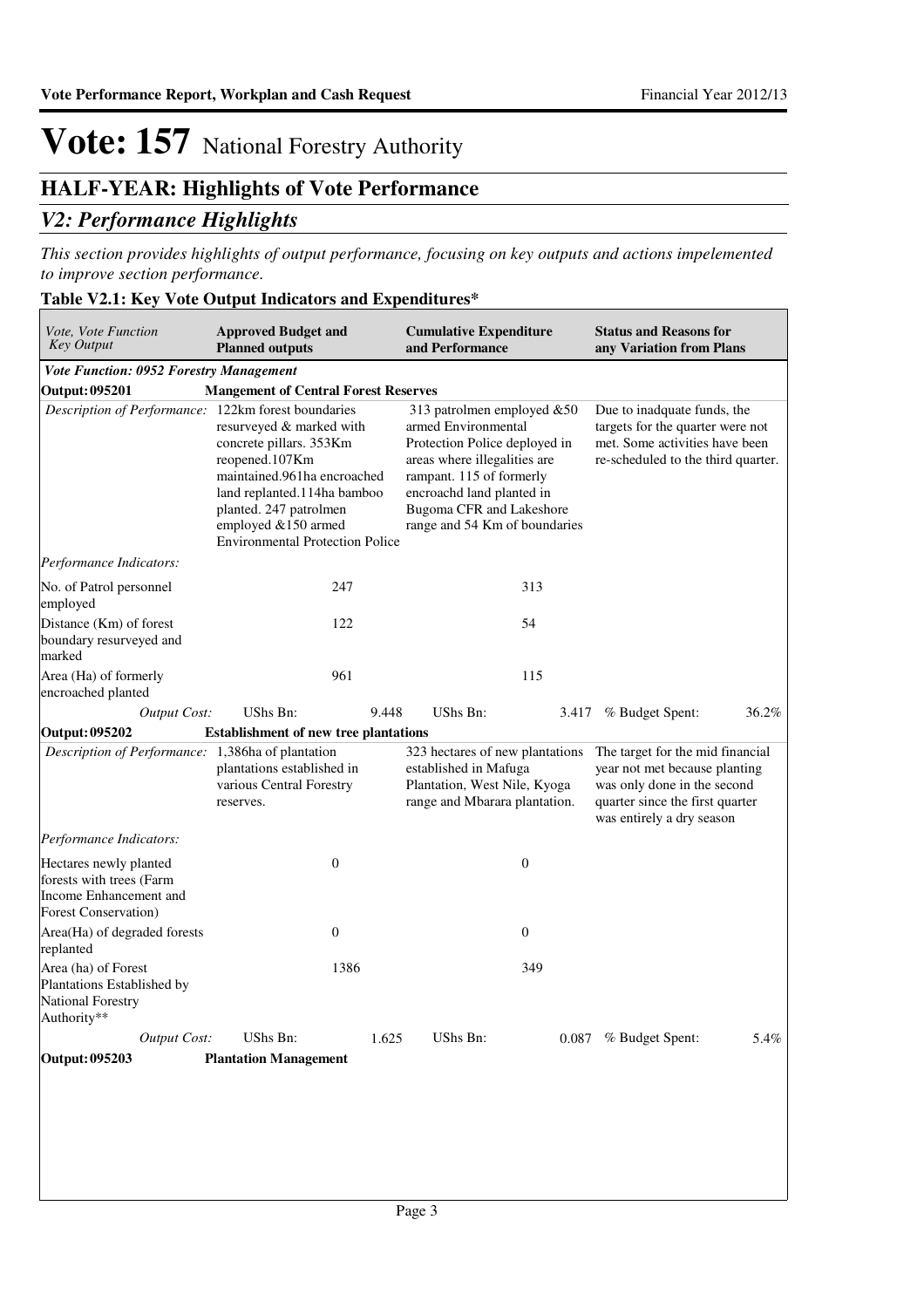# Vote: 157 National Forestry Authority

## HALF-YEAR: Highlights of Vote Performance

### *V2: Performance Highlights*

*This section provides highlights of output performance, focusing on key outputs and actions impelemented to improve section performance.*

**Table V2.1: Key Vote Output Indicators and Expenditures***

| *Vote, Vote Function Key Output* | **Approved Budget and Planned outputs** | | **Cumulative Expenditure and Performance** | | **Status and Reasons for any Variation from Plans** | |
|---|---|---|---|---|---|---|
| ***Vote Function: 0952 Forestry Management*** | | | | | | |
| **Output: 095201** | **Mangement of Central Forest Reserves** | | | | | |
| *Description of Performance:* | 122km forest boundaries resurveyed & marked with concrete pillars. 353Km reopened.107Km maintained.961ha encroached land replanted.114ha bamboo planted. 247 patrolmen employed &150 armed Environmental Protection Police | | 313 patrolmen employed &50 armed Environmental Protection Police deployed in areas where illegalities are rampant. 115 of formerly encroachd land planted in Bugoma CFR and Lakeshore range and 54 Km of boundaries | | Due to inadquate funds, the targets for the quarter were not met. Some activities have been re-scheduled to the third quarter. | |
| *Performance Indicators:* | | | | | | |
| No. of Patrol personnel employed | | 247 | | 313 | | |
| Distance (Km) of forest boundary resurveyed and marked | | 122 | | 54 | | |
| Area (Ha) of formerly encroached planted | | 961 | | 115 | | |
| *Output Cost:* | UShs Bn: | 9.448 | UShs Bn: | 3.417 | % Budget Spent: | 36.2% |
| **Output: 095202** | **Establishment of new tree plantations** | | | | | |
| *Description of Performance:* | 1,386ha of plantation plantations established in various Central Forestry reserves. | | 323 hectares of new plantations established in Mafuga Plantation, West Nile, Kyoga range and Mbarara plantation. | | The target for the mid financial year not met because planting was only done in the second quarter since the first quarter was entirely a dry season | |
| *Performance Indicators:* | | | | | | |
| Hectares newly planted forests with trees (Farm Income Enhancement and Forest Conservation) | | 0 | | 0 | | |
| Area(Ha) of degraded forests replanted | | 0 | | 0 | | |
| Area (ha) of Forest Plantations Established by National Forestry Authority** | | 1386 | | 349 | | |
| *Output Cost:* | UShs Bn: | 1.625 | UShs Bn: | 0.087 | % Budget Spent: | 5.4% |
| **Output: 095203** | **Plantation Management** | | | | | |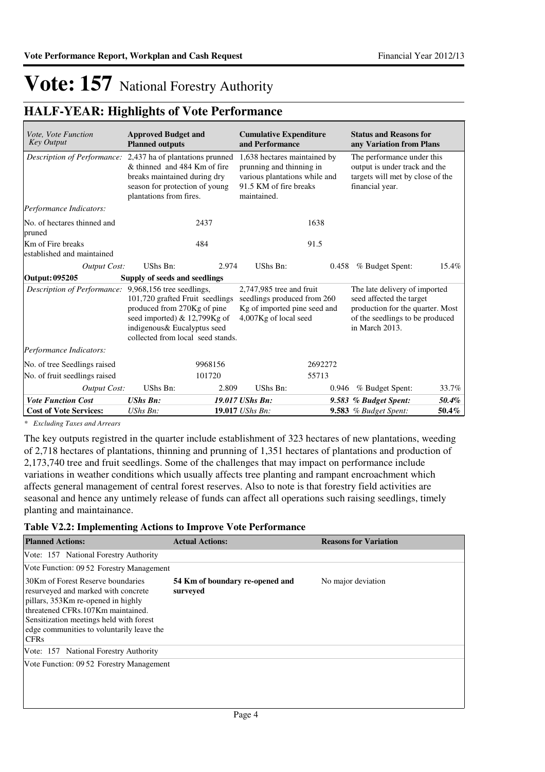# Vote: 157 National Forestry Authority

## HALF-YEAR: Highlights of Vote Performance

| *Vote, Vote Function Key Output* | **Approved Budget and Planned outputs** | | **Cumulative Expenditure and Performance** | | **Status and Reasons for any Variation from Plans** | |
|---|---|---|---|---|---|---|
| *Description of Performance:* | 2,437 ha of plantations prunned & thinned and 484 Km of fire breaks maintained during dry season for protection of young plantations from fires. | | 1,638 hectares maintained by prunning and thinning in various plantations while and 91.5 KM of fire breaks maintained. | | The performance under this output is under track and the targets will met by close of the financial year. | |
| *Performance Indicators:* | | | | | | |
| No. of hectares thinned and pruned | | 2437 | | 1638 | | |
| Km of Fire breaks established and maintained | | 484 | | 91.5 | | |
| *Output Cost:* | UShs Bn: | 2.974 | UShs Bn: | 0.458 | % Budget Spent: | 15.4% |
| **Output: 095205** | **Supply of seeds and seedlings** | | | | | |
| *Description of Performance:* | 9,968,156 tree seedlings, 101,720 grafted Fruit seedlings produced from 270Kg of pine seed imported) & 12,799Kg of indigenous& Eucalyptus seed collected from local seed stands. | | 2,747,985 tree and fruit seedlings produced from 260 Kg of imported pine seed and 4,007Kg of local seed | | The late delivery of imported seed affected the target production for the quarter. Most of the seedlings to be produced in March 2013. | |
| *Performance Indicators:* | | | | | | |
| No. of tree Seedlings raised | | 9968156 | | 2692272 | | |
| No. of fruit seedlings raised | | 101720 | | 55713 | | |
| *Output Cost:* | UShs Bn: | 2.809 | UShs Bn: | 0.946 | % Budget Spent: | 33.7% |
| ***Vote Function Cost*** | ***UShs Bn:*** | ***19.017*** | ***UShs Bn:*** | ***9.583*** | ***% Budget Spent:*** | ***50.4%*** |
| **Cost of Vote Services:** | *UShs Bn:* | **19.017** | *UShs Bn:* | **9.583** | *% Budget Spent:* | **50.4%** |

*\* Excluding Taxes and Arrears*

The key outputs registred in the quarter include establishment of 323 hectares of new plantations, weeding of 2,718 hectares of plantations, thinning and prunning of 1,351 hectares of plantations and production of 2,173,740 tree and fruit seedlings. Some of the challenges that may impact on performance include variations in weather conditions which usually affects tree planting and rampant encroachment which affects general management of central forest reserves. Also to note is that forestry field activities are seasonal and hence any untimely release of funds can affect all operations such raising seedlings, timely planting and maintainance.

**Table V2.2: Implementing Actions to Improve Vote Performance**

| **Planned Actions:** | **Actual Actions:** | **Reasons for Variation** |
|---|---|---|
| Vote: 157 National Forestry Authority | | |
| Vote Function: 09 52 Forestry Management | | |
| 30Km of Forest Reserve boundaries resurveyed and marked with concrete pillars, 353Km re-opened in highly threatened CFRs.107Km maintained. Sensitization meetings held with forest edge communities to voluntarily leave the CFRs | **54 Km of boundary re-opened and surveyed** | No major deviation |
| Vote: 157 National Forestry Authority | | |
| Vote Function: 09 52 Forestry Management | | |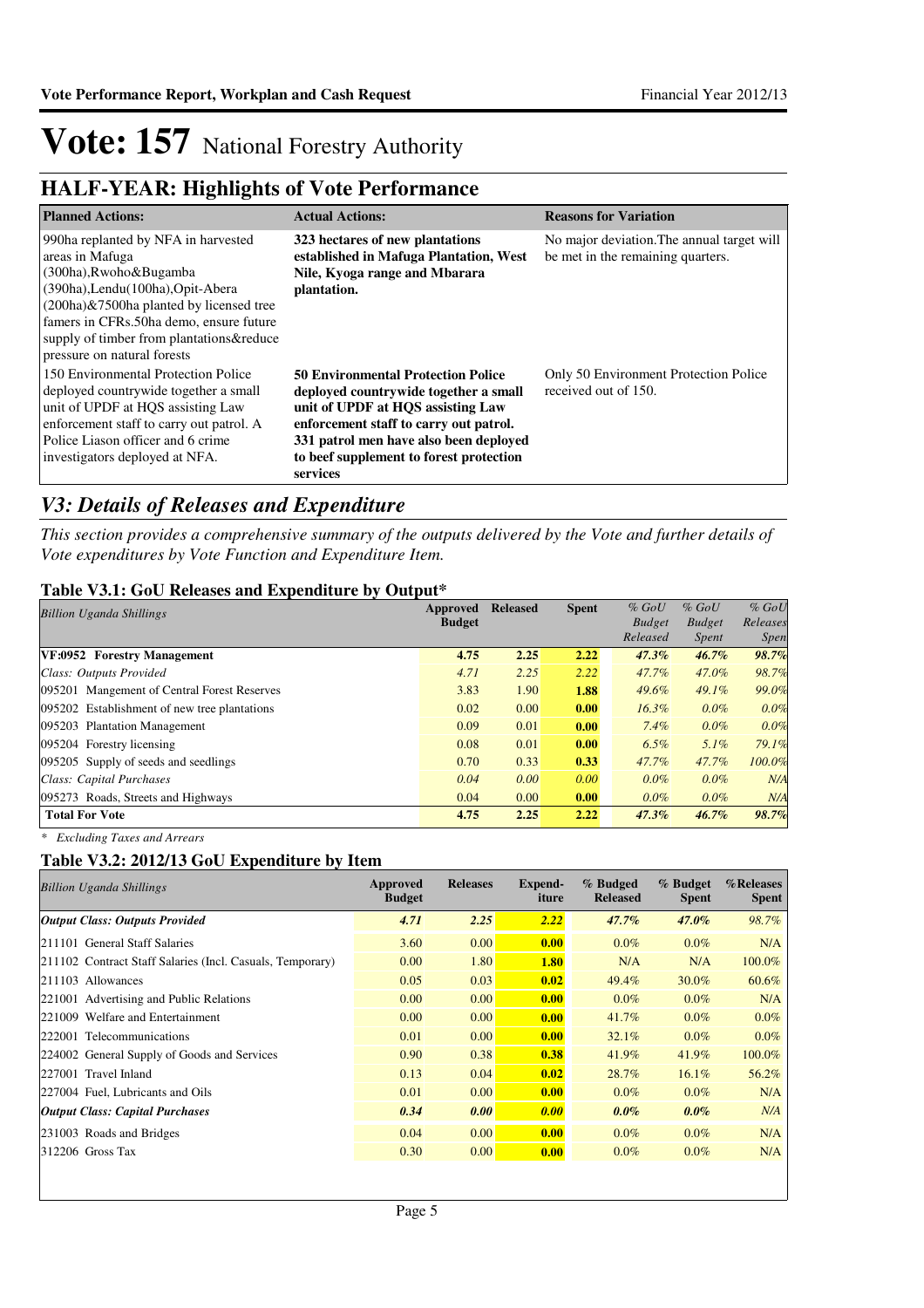# Vote: 157 National Forestry Authority

## HALF-YEAR: Highlights of Vote Performance

| Planned Actions: | Actual Actions: | Reasons for Variation |
|---|---|---|
| 990ha replanted by NFA in harvested areas in Mafuga (300ha),Rwoho&Bugamba (390ha),Lendu(100ha),Opit-Abera (200ha)&7500ha planted by licensed tree famers in CFRs.50ha demo, ensure future supply of timber from plantations&reduce pressure on natural forests | **323 hectares of new plantations established in Mafuga Plantation, West Nile, Kyoga range and Mbarara plantation.** | No major deviation.The annual target will be met in the remaining quarters. |
| 150 Environmental Protection Police deployed countrywide together a small unit of UPDF at HQS assisting Law enforcement staff to carry out patrol. A Police Liason officer and 6 crime investigators deployed at NFA. | **50 Environmental Protection Police deployed countrywide together a small unit of UPDF at HQS assisting Law enforcement staff to carry out patrol. 331 patrol men have also been deployed to beef supplement to forest protection services** | Only 50 Environment Protection Police received out of 150. |

## *V3: Details of Releases and Expenditure*

*This section provides a comprehensive summary of the outputs delivered by the Vote and further details of Vote expenditures by Vote Function and Expenditure Item.*

### Table V3.1: GoU Releases and Expenditure by Output*

| *Billion Uganda Shillings* | Approved Budget | Released | Spent | *% GoU Budget Released* | *% GoU Budget Spent* | *% GoU Releases Spen* |
|---|---|---|---|---|---|---|
| **VF:0952 Forestry Management** | **4.75** | **2.25** | **2.22** | ***47.3%*** | ***46.7%*** | ***98.7%*** |
| *Class: Outputs Provided* | *4.71* | *2.25* | *2.22* | *47.7%* | *47.0%* | *98.7%* |
| 095201 Mangement of Central Forest Reserves | 3.83 | 1.90 | **1.88** | *49.6%* | *49.1%* | *99.0%* |
| 095202 Establishment of new tree plantations | 0.02 | 0.00 | **0.00** | *16.3%* | *0.0%* | *0.0%* |
| 095203 Plantation Management | 0.09 | 0.01 | **0.00** | *7.4%* | *0.0%* | *0.0%* |
| 095204 Forestry licensing | 0.08 | 0.01 | **0.00** | *6.5%* | *5.1%* | *79.1%* |
| 095205 Supply of seeds and seedlings | 0.70 | 0.33 | **0.33** | *47.7%* | *47.7%* | *100.0%* |
| *Class: Capital Purchases* | *0.04* | *0.00* | *0.00* | *0.0%* | *0.0%* | *N/A* |
| 095273 Roads, Streets and Highways | 0.04 | 0.00 | **0.00** | *0.0%* | *0.0%* | *N/A* |
| **Total For Vote** | **4.75** | **2.25** | **2.22** | ***47.3%*** | ***46.7%*** | ***98.7%*** |

*\* Excluding Taxes and Arrears*

### Table V3.2: 2012/13 GoU Expenditure by Item

| *Billion Uganda Shillings* | Approved Budget | Releases | Expend-iture | % Budged Released | % Budget Spent | %Releases Spent |
|---|---|---|---|---|---|---|
| ***Output Class: Outputs Provided*** | ***4.71*** | ***2.25*** | ***2.22*** | ***47.7%*** | ***47.0%*** | *98.7%* |
| 211101 General Staff Salaries | 3.60 | 0.00 | **0.00** | 0.0% | 0.0% | N/A |
| 211102 Contract Staff Salaries (Incl. Casuals, Temporary) | 0.00 | 1.80 | **1.80** | N/A | N/A | 100.0% |
| 211103 Allowances | 0.05 | 0.03 | **0.02** | 49.4% | 30.0% | 60.6% |
| 221001 Advertising and Public Relations | 0.00 | 0.00 | **0.00** | 0.0% | 0.0% | N/A |
| 221009 Welfare and Entertainment | 0.00 | 0.00 | **0.00** | 41.7% | 0.0% | 0.0% |
| 222001 Telecommunications | 0.01 | 0.00 | **0.00** | 32.1% | 0.0% | 0.0% |
| 224002 General Supply of Goods and Services | 0.90 | 0.38 | **0.38** | 41.9% | 41.9% | 100.0% |
| 227001 Travel Inland | 0.13 | 0.04 | **0.02** | 28.7% | 16.1% | 56.2% |
| 227004 Fuel, Lubricants and Oils | 0.01 | 0.00 | **0.00** | 0.0% | 0.0% | N/A |
| ***Output Class: Capital Purchases*** | ***0.34*** | ***0.00*** | ***0.00*** | ***0.0%*** | ***0.0%*** | *N/A* |
| 231003 Roads and Bridges | 0.04 | 0.00 | **0.00** | 0.0% | 0.0% | N/A |
| 312206 Gross Tax | 0.30 | 0.00 | **0.00** | 0.0% | 0.0% | N/A |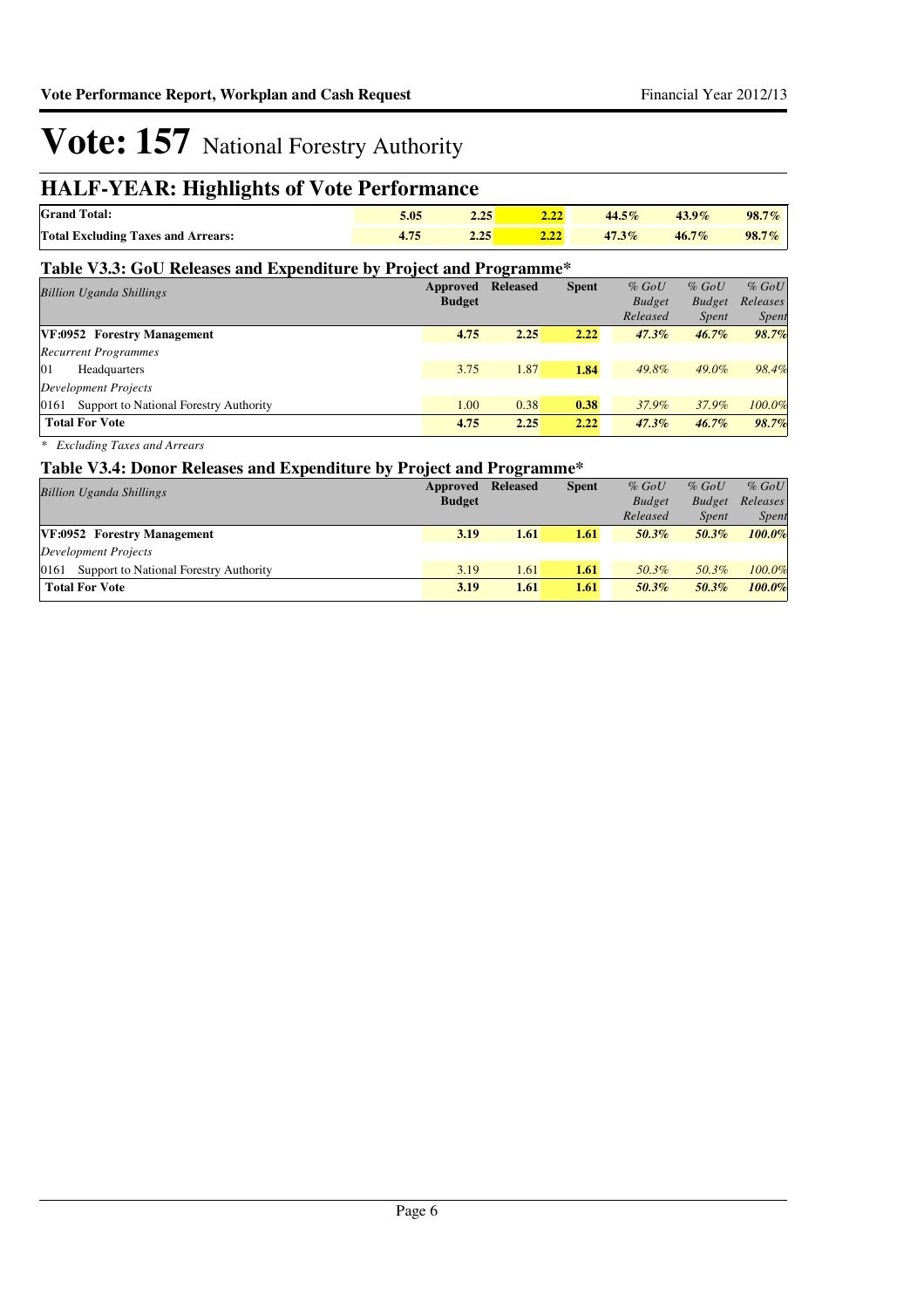# Vote: 157 National Forestry Authority

## HALF-YEAR: Highlights of Vote Performance

| | | | | | | |
|---|---|---|---|---|---|---|
| **Grand Total:** | **5.05** | **2.25** | **2.22** | ***44.5%*** | ***43.9%*** | ***98.7%*** |
| **Total Excluding Taxes and Arrears:** | **4.75** | **2.25** | **2.22** | ***47.3%*** | ***46.7%*** | ***98.7%*** |

### Table V3.3: GoU Releases and Expenditure by Project and Programme*

| *Billion Uganda Shillings* | Approved Budget | Released | Spent | *% GoU Budget Released* | *% GoU Budget Spent* | *% GoU Releases Spent* |
|---|---|---|---|---|---|---|
| **VF:0952 Forestry Management** | **4.75** | **2.25** | **2.22** | ***47.3%*** | ***46.7%*** | ***98.7%*** |
| *Recurrent Programmes* | | | | | | |
| 01 Headquarters | 3.75 | 1.87 | **1.84** | *49.8%* | *49.0%* | *98.4%* |
| *Development Projects* | | | | | | |
| 0161 Support to National Forestry Authority | 1.00 | 0.38 | **0.38** | *37.9%* | *37.9%* | *100.0%* |
| **Total For Vote** | **4.75** | **2.25** | **2.22** | ***47.3%*** | ***46.7%*** | ***98.7%*** |

*\* Excluding Taxes and Arrears*

### Table V3.4: Donor Releases and Expenditure by Project and Programme*

| *Billion Uganda Shillings* | Approved Budget | Released | Spent | *% GoU Budget Released* | *% GoU Budget Spent* | *% GoU Releases Spent* |
|---|---|---|---|---|---|---|
| **VF:0952 Forestry Management** | **3.19** | **1.61** | **1.61** | ***50.3%*** | ***50.3%*** | ***100.0%*** |
| *Development Projects* | | | | | | |
| 0161 Support to National Forestry Authority | 3.19 | 1.61 | **1.61** | *50.3%* | *50.3%* | *100.0%* |
| **Total For Vote** | **3.19** | **1.61** | **1.61** | ***50.3%*** | ***50.3%*** | ***100.0%*** |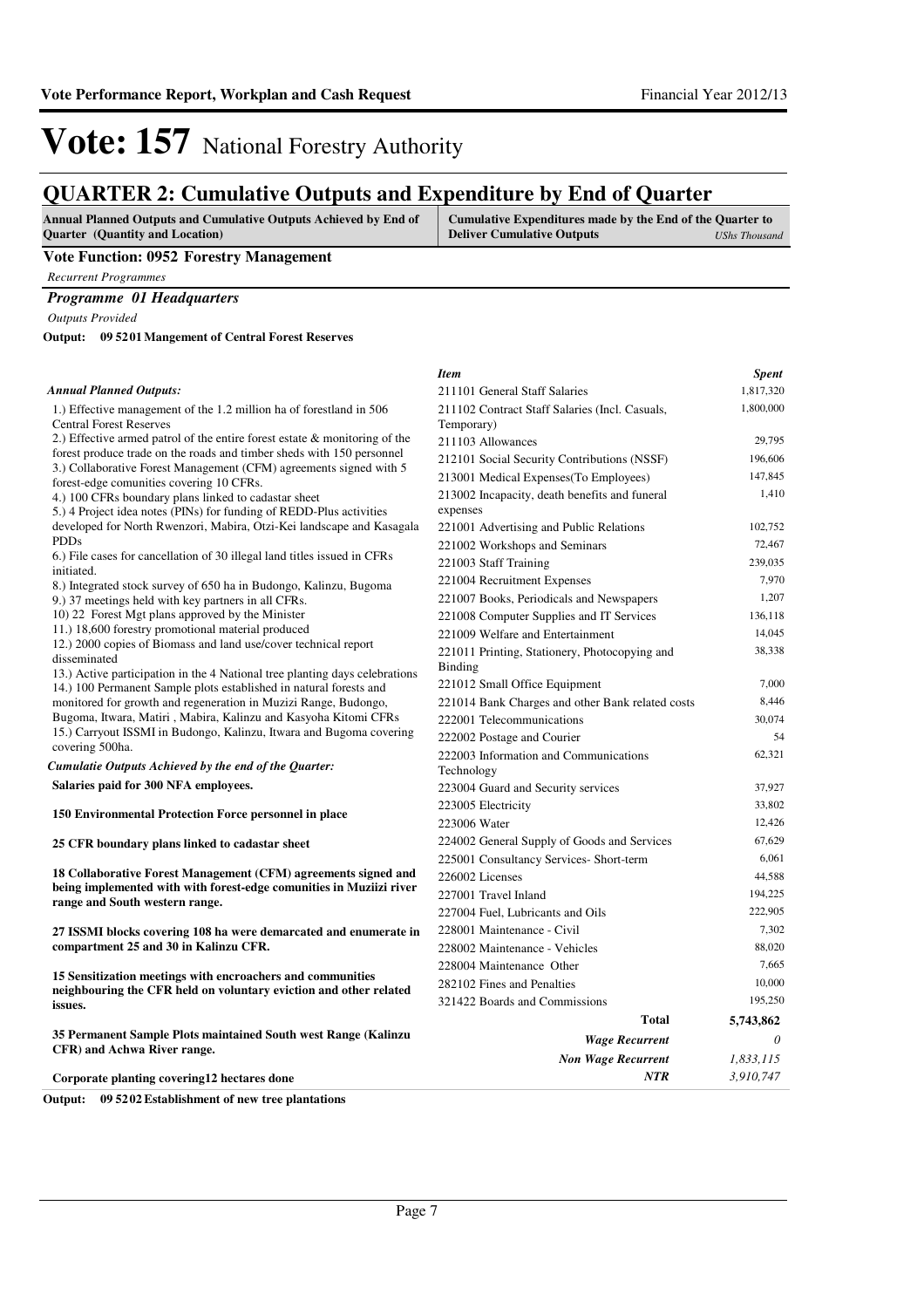# Vote: 157 National Forestry Authority

## QUARTER 2: Cumulative Outputs and Expenditure by End of Quarter

| Annual Planned Outputs and Cumulative Outputs Achieved by End of Quarter (Quantity and Location) | Cumulative Expenditures made by the End of the Quarter to Deliver Cumulative Outputs *UShs Thousand* |
|---|---|

### Vote Function: 0952 Forestry Management

*Recurrent Programmes*

### *Programme 01 Headquarters*

*Outputs Provided*

**Output: 09 5201 Mangement of Central Forest Reserves**

*Annual Planned Outputs:*

1.) Effective management of the 1.2 million ha of forestland in 506 Central Forest Reserves
2.) Effective armed patrol of the entire forest estate & monitoring of the forest produce trade on the roads and timber sheds with 150 personnel
3.) Collaborative Forest Management (CFM) agreements signed with 5 forest-edge comunities covering 10 CFRs.
4.) 100 CFRs boundary plans linked to cadastar sheet
5.) 4 Project idea notes (PINs) for funding of REDD-Plus activities developed for North Rwenzori, Mabira, Otzi-Kei landscape and Kasagala PDDs
6.) File cases for cancellation of 30 illegal land titles issued in CFRs initiated.
8.) Integrated stock survey of 650 ha in Budongo, Kalinzu, Bugoma
9.) 37 meetings held with key partners in all CFRs.
10) 22 Forest Mgt plans approved by the Minister
11.) 18,600 forestry promotional material produced
12.) 2000 copies of Biomass and land use/cover technical report disseminated
13.) Active participation in the 4 National tree planting days celebrations
14.) 100 Permanent Sample plots established in natural forests and monitored for growth and regeneration in Muzizi Range, Budongo, Bugoma, Itwara, Matiri , Mabira, Kalinzu and Kasyoha Kitomi CFRs
15.) Carryout ISSMI in Budongo, Kalinzu, Itwara and Bugoma covering covering 500ha.

*Cumulatie Outputs Achieved by the end of the Quarter:*

**Salaries paid for 300 NFA employees.**

**150 Environmental Protection Force personnel in place**

**25 CFR boundary plans linked to cadastar sheet**

**18 Collaborative Forest Management (CFM) agreements signed and being implemented with with forest-edge comunities in Muziizi river range and South western range.**

**27 ISSMI blocks covering 108 ha were demarcated and enumerate in compartment 25 and 30 in Kalinzu CFR.**

**15 Sensitization meetings with encroachers and communities neighbouring the CFR held on voluntary eviction and other related issues.**

**35 Permanent Sample Plots maintained South west Range (Kalinzu CFR) and Achwa River range.**

**Corporate planting covering12 hectares done**

| *Item* | *Spent* |
|---|---|
| 211101 General Staff Salaries | 1,817,320 |
| 211102 Contract Staff Salaries (Incl. Casuals, Temporary) | 1,800,000 |
| 211103 Allowances | 29,795 |
| 212101 Social Security Contributions (NSSF) | 196,606 |
| 213001 Medical Expenses(To Employees) | 147,845 |
| 213002 Incapacity, death benefits and funeral expenses | 1,410 |
| 221001 Advertising and Public Relations | 102,752 |
| 221002 Workshops and Seminars | 72,467 |
| 221003 Staff Training | 239,035 |
| 221004 Recruitment Expenses | 7,970 |
| 221007 Books, Periodicals and Newspapers | 1,207 |
| 221008 Computer Supplies and IT Services | 136,118 |
| 221009 Welfare and Entertainment | 14,045 |
| 221011 Printing, Stationery, Photocopying and Binding | 38,338 |
| 221012 Small Office Equipment | 7,000 |
| 221014 Bank Charges and other Bank related costs | 8,446 |
| 222001 Telecommunications | 30,074 |
| 222002 Postage and Courier | 54 |
| 222003 Information and Communications Technology | 62,321 |
| 223004 Guard and Security services | 37,927 |
| 223005 Electricity | 33,802 |
| 223006 Water | 12,426 |
| 224002 General Supply of Goods and Services | 67,629 |
| 225001 Consultancy Services- Short-term | 6,061 |
| 226002 Licenses | 44,588 |
| 227001 Travel Inland | 194,225 |
| 227004 Fuel, Lubricants and Oils | 222,905 |
| 228001 Maintenance - Civil | 7,302 |
| 228002 Maintenance - Vehicles | 88,020 |
| 228004 Maintenance Other | 7,665 |
| 282102 Fines and Penalties | 10,000 |
| 321422 Boards and Commissions | 195,250 |
| **Total** | **5,743,862** |
| ***Wage Recurrent*** | *0* |
| ***Non Wage Recurrent*** | *1,833,115* |
| ***NTR*** | *3,910,747* |

**Output: 09 5202 Establishment of new tree plantations**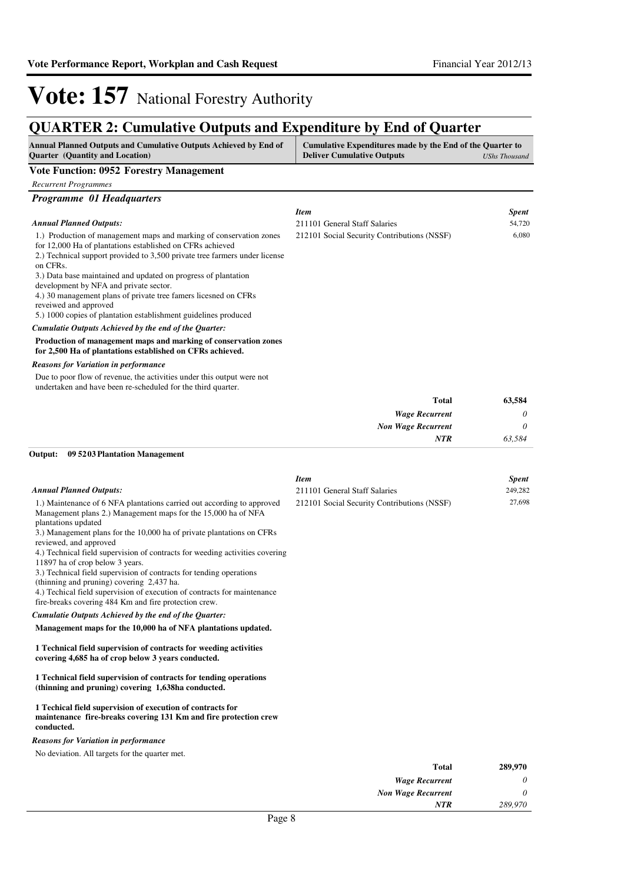# Vote: 157 National Forestry Authority

## QUARTER 2: Cumulative Outputs and Expenditure by End of Quarter

| Annual Planned Outputs and Cumulative Outputs Achieved by End of Quarter (Quantity and Location) | Cumulative Expenditures made by the End of the Quarter to Deliver Cumulative Outputs *UShs Thousand* |
|---|---|

### Vote Function: 0952 Forestry Management

*Recurrent Programmes*

#### *Programme 01 Headquarters*

***Annual Planned Outputs:***

1.) Production of management maps and marking of conservation zones for 12,000 Ha of plantations established on CFRs achieved
2.) Technical support provided to 3,500 private tree farmers under license on CFRs.
3.) Data base maintained and updated on progress of plantation development by NFA and private sector.
4.) 30 management plans of private tree famers licsned on CFRs reveiwed and approved
5.) 1000 copies of plantation establishment guidelines produced

***Cumulatie Outputs Achieved by the end of the Quarter:***

**Production of management maps and marking of conservation zones for 2,500 Ha of plantations established on CFRs achieved.**

***Reasons for Variation in performance***

Due to poor flow of revenue, the activities under this output were not undertaken and have been re-scheduled for the third quarter.

| *Item* | *Spent* |
|---|---|
| 211101 General Staff Salaries | 54,720 |
| 212101 Social Security Contributions (NSSF) | 6,080 |
| **Total** | **63,584** |
| *Wage Recurrent* | *0* |
| *Non Wage Recurrent* | *0* |
| *NTR* | *63,584* |

**Output: 09 5203 Plantation Management**

***Annual Planned Outputs:***

1.) Maintenance of 6 NFA plantations carried out according to approved Management plans 2.) Management maps for the 15,000 ha of NFA plantations updated
3.) Management plans for the 10,000 ha of private plantations on CFRs reviewed, and approved
4.) Technical field supervision of contracts for weeding activities covering 11897 ha of crop below 3 years.
3.) Technical field supervision of contracts for tending operations (thinning and pruning) covering 2,437 ha.
4.) Techical field supervision of execution of contracts for maintenance fire-breaks covering 484 Km and fire protection crew.

***Cumulatie Outputs Achieved by the end of the Quarter:***

**Management maps for the 10,000 ha of NFA plantations updated.**

**1 Technical field supervision of contracts for weeding activities covering 4,685 ha of crop below 3 years conducted.**

**1 Technical field supervision of contracts for tending operations (thinning and pruning) covering 1,638ha conducted.**

**1 Techical field supervision of execution of contracts for maintenance fire-breaks covering 131 Km and fire protection crew conducted.**

***Reasons for Variation in performance***

No deviation. All targets for the quarter met.

| *Item* | *Spent* |
|---|---|
| 211101 General Staff Salaries | 249,282 |
| 212101 Social Security Contributions (NSSF) | 27,698 |
| **Total** | **289,970** |
| *Wage Recurrent* | *0* |
| *Non Wage Recurrent* | *0* |
| *NTR* | *289,970* |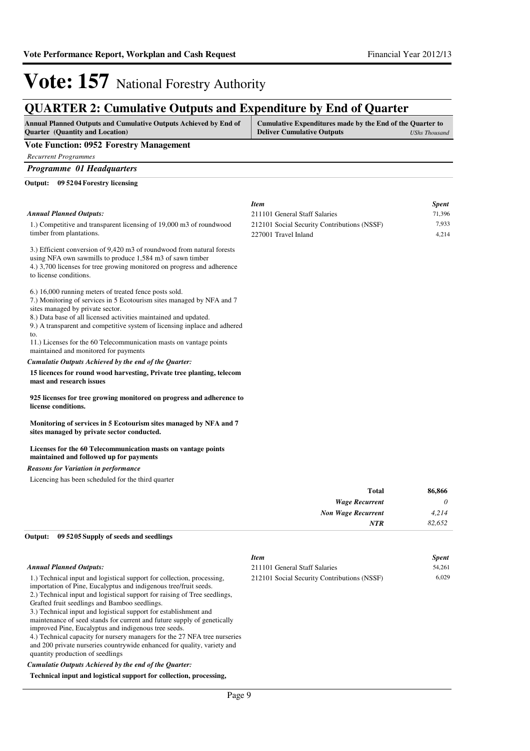# Vote: 157 National Forestry Authority

## QUARTER 2: Cumulative Outputs and Expenditure by End of Quarter

| Annual Planned Outputs and Cumulative Outputs Achieved by End of Quarter (Quantity and Location) | Cumulative Expenditures made by the End of the Quarter to Deliver Cumulative Outputs *UShs Thousand* |
|---|---|

**Vote Function: 0952 Forestry Management**

*Recurrent Programmes*

***Programme 01 Headquarters***

**Output: 09 5204 Forestry licensing**

*Annual Planned Outputs:*

1.) Competitive and transparent licensing of 19,000 m3 of roundwood timber from plantations.

3.) Efficient conversion of 9,420 m3 of roundwood from natural forests using NFA own sawmills to produce 1,584 m3 of sawn timber
4.) 3,700 licenses for tree growing monitored on progress and adherence to license conditions.

6.) 16,000 running meters of treated fence posts sold.
7.) Monitoring of services in 5 Ecotourism sites managed by NFA and 7 sites managed by private sector.
8.) Data base of all licensed activities maintained and updated.
9.) A transparent and competitive system of licensing inplace and adhered to.
11.) Licenses for the 60 Telecommunication masts on vantage points maintained and monitored for payments

*Cumulatie Outputs Achieved by the end of the Quarter:*

**15 licences for round wood harvesting, Private tree planting, telecom mast and research issues**

**925 licenses for tree growing monitored on progress and adherence to license conditions.**

**Monitoring of services in 5 Ecotourism sites managed by NFA and 7 sites managed by private sector conducted.**

**Licenses for the 60 Telecommunication masts on vantage points maintained and followed up for payments**

*Reasons for Variation in performance*

Licencing has been scheduled for the third quarter

| *Item* | *Spent* |
|---|---|
| 211101 General Staff Salaries | 71,396 |
| 212101 Social Security Contributions (NSSF) | 7,933 |
| 227001 Travel Inland | 4,214 |
| **Total** | **86,866** |
| ***Wage Recurrent*** | *0* |
| ***Non Wage Recurrent*** | *4,214* |
| ***NTR*** | *82,652* |

**Output: 09 5205 Supply of seeds and seedlings**

*Annual Planned Outputs:*

1.) Technical input and logistical support for collection, processing, importation of Pine, Eucalyptus and indigenous tree/fruit seeds.
2.) Technical input and logistical support for raising of Tree seedlings, Grafted fruit seedlings and Bamboo seedlings.
3.) Technical input and logistical support for establishment and maintenance of seed stands for current and future supply of genetically improved Pine, Eucalyptus and indigenous tree seeds.
4.) Technical capacity for nursery managers for the 27 NFA tree nurseries and 200 private nurseries countrywide enhanced for quality, variety and quantity production of seedlings

*Cumulatie Outputs Achieved by the end of the Quarter:*

**Technical input and logistical support for collection, processing,**

| *Item* | *Spent* |
|---|---|
| 211101 General Staff Salaries | 54,261 |
| 212101 Social Security Contributions (NSSF) | 6,029 |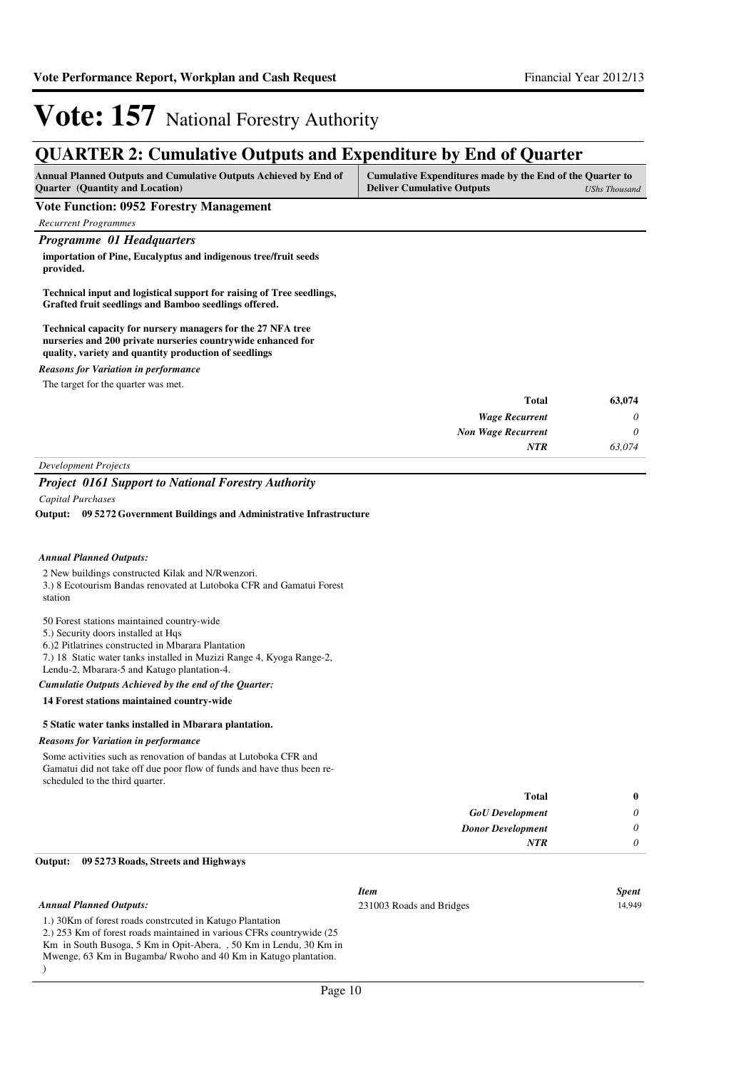# Vote: 157 National Forestry Authority

## QUARTER 2: Cumulative Outputs and Expenditure by End of Quarter

| Annual Planned Outputs and Cumulative Outputs Achieved by End of Quarter (Quantity and Location) | Cumulative Expenditures made by the End of the Quarter to Deliver Cumulative Outputs | *UShs Thousand* |
|---|---|---|

### Vote Function: 0952 Forestry Management

*Recurrent Programmes*

#### *Programme 01 Headquarters*

**importation of Pine, Eucalyptus and indigenous tree/fruit seeds provided.**

**Technical input and logistical support for raising of Tree seedlings, Grafted fruit seedlings and Bamboo seedlings offered.**

**Technical capacity for nursery managers for the 27 NFA tree nurseries and 200 private nurseries countrywide enhanced for quality, variety and quantity production of seedlings**

*Reasons for Variation in performance*

The target for the quarter was met.

| | |
|---|---|
| **Total** | **63,074** |
| *Wage Recurrent* | *0* |
| *Non Wage Recurrent* | *0* |
| *NTR* | *63,074* |

*Development Projects*

#### *Project 0161 Support to National Forestry Authority*

*Capital Purchases*

**Output: 09 5272 Government Buildings and Administrative Infrastructure**

*Annual Planned Outputs:*

2 New buildings constructed Kilak and N/Rwenzori.
3.) 8 Ecotourism Bandas renovated at Lutoboka CFR and Gamatui Forest station

50 Forest stations maintained country-wide
5.) Security doors installed at Hqs
6.)2 Pitlatrines constructed in Mbarara Plantation
7.) 18 Static water tanks installed in Muzizi Range 4, Kyoga Range-2, Lendu-2, Mbarara-5 and Katugo plantation-4.

*Cumulatie Outputs Achieved by the end of the Quarter:*

**14 Forest stations maintained country-wide**

**5 Static water tanks installed in Mbarara plantation.**

*Reasons for Variation in performance*

Some activities such as renovation of bandas at Lutoboka CFR and Gamatui did not take off due poor flow of funds and have thus been re-scheduled to the third quarter.

| | |
|---|---|
| **Total** | **0** |
| *GoU Development* | *0* |
| *Donor Development* | *0* |
| *NTR* | *0* |

**Output: 09 5273 Roads, Streets and Highways**

| *Item* | *Spent* |
|---|---|
| 231003 Roads and Bridges | 14,949 |

*Annual Planned Outputs:*

1.) 30Km of forest roads constrcuted in Katugo Plantation
2.) 253 Km of forest roads maintained in various CFRs countrywide (25 Km in South Busoga, 5 Km in Opit-Abera, , 50 Km in Lendu, 30 Km in Mwenge, 63 Km in Bugamba/ Rwoho and 40 Km in Katugo plantation.
)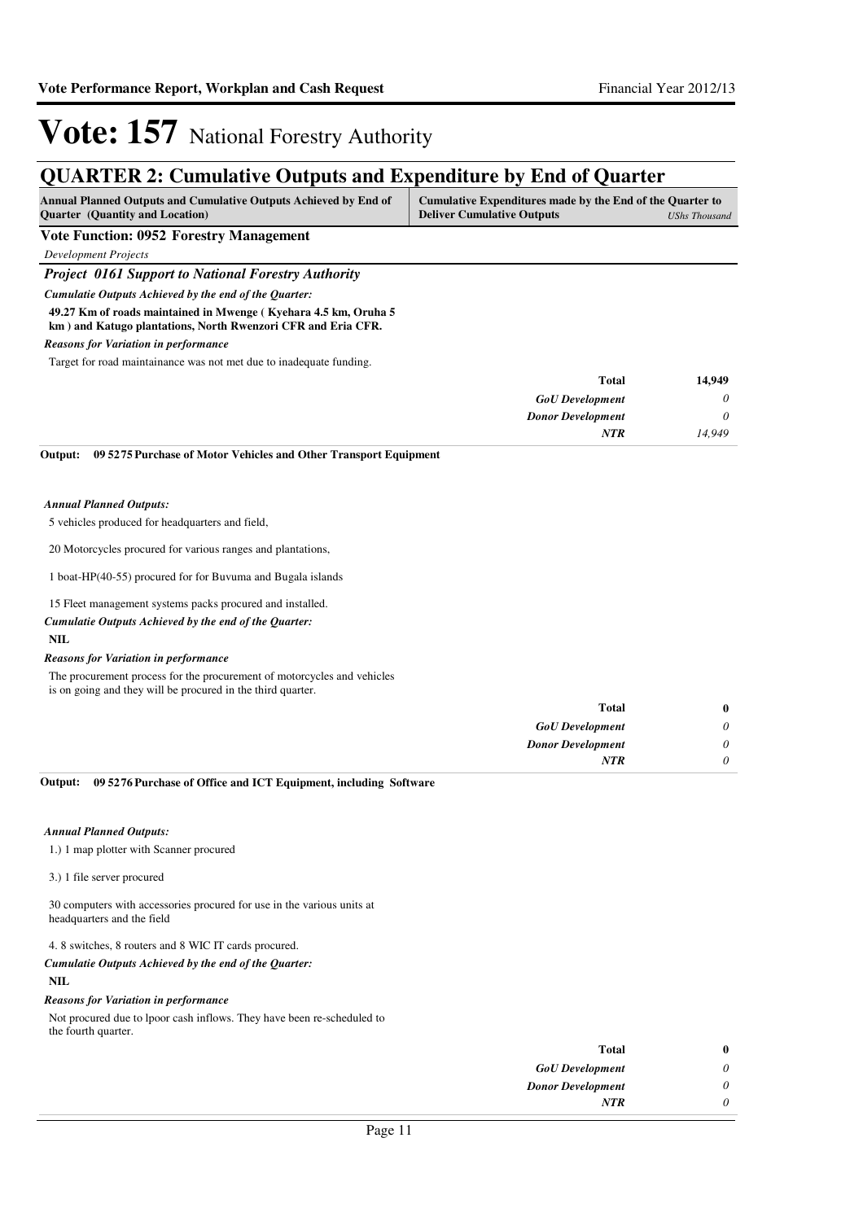# Vote: 157 National Forestry Authority

## QUARTER 2: Cumulative Outputs and Expenditure by End of Quarter

| Annual Planned Outputs and Cumulative Outputs Achieved by End of Quarter (Quantity and Location) | Cumulative Expenditures made by the End of the Quarter to Deliver Cumulative Outputs | UShs Thousand |
|---|---|---|

**Vote Function: 0952 Forestry Management**

*Development Projects*

***Project 0161 Support to National Forestry Authority***

*Cumulatie Outputs Achieved by the end of the Quarter:*

**49.27 Km of roads maintained in Mwenge ( Kyehara 4.5 km, Oruha 5 km ) and Katugo plantations, North Rwenzori CFR and Eria CFR.**

*Reasons for Variation in performance*

Target for road maintainance was not met due to inadequate funding.

| | |
|---|---|
| **Total** | **14,949** |
| *GoU Development* | *0* |
| *Donor Development* | *0* |
| *NTR* | *14,949* |

**Output: 09 5275 Purchase of Motor Vehicles and Other Transport Equipment**

*Annual Planned Outputs:*

5 vehicles produced for headquarters and field,

20 Motorcycles procured for various ranges and plantations,

1 boat-HP(40-55) procured for for Buvuma and Bugala islands

15 Fleet management systems packs procured and installed.

*Cumulatie Outputs Achieved by the end of the Quarter:*

**NIL**

*Reasons for Variation in performance*

The procurement process for the procurement of motorcycles and vehicles is on going and they will be procured in the third quarter.

| | |
|---|---|
| **Total** | **0** |
| *GoU Development* | *0* |
| *Donor Development* | *0* |
| *NTR* | *0* |

**Output: 09 5276 Purchase of Office and ICT Equipment, including Software**

*Annual Planned Outputs:*

1.) 1 map plotter with Scanner procured

3.) 1 file server procured

30 computers with accessories procured for use in the various units at headquarters and the field

4. 8 switches, 8 routers and 8 WIC IT cards procured.

*Cumulatie Outputs Achieved by the end of the Quarter:*

**NIL**

*Reasons for Variation in performance*

Not procured due to lpoor cash inflows. They have been re-scheduled to the fourth quarter.

| | |
|---|---|
| **Total** | **0** |
| *GoU Development* | *0* |
| *Donor Development* | *0* |
| *NTR* | *0* |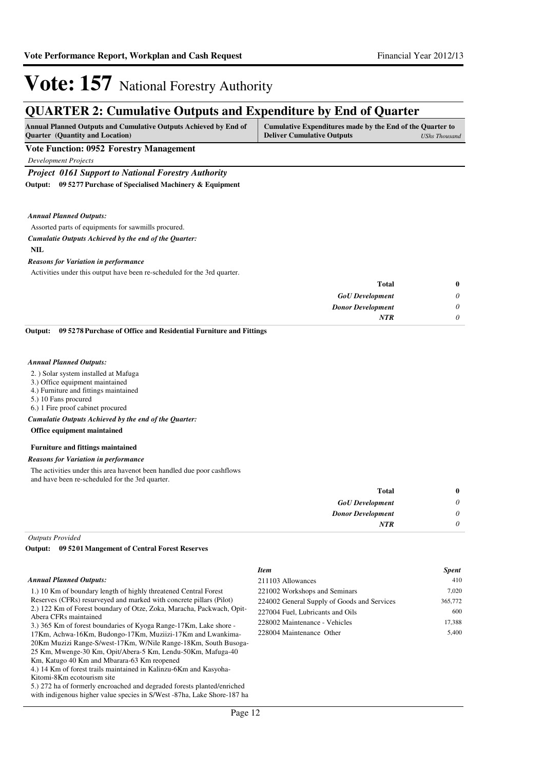# Vote: 157 National Forestry Authority

## QUARTER 2: Cumulative Outputs and Expenditure by End of Quarter

| Annual Planned Outputs and Cumulative Outputs Achieved by End of Quarter (Quantity and Location) | Cumulative Expenditures made by the End of the Quarter to Deliver Cumulative Outputs *UShs Thousand* |
|---|---|

### Vote Function: 0952 Forestry Management

*Development Projects*

***Project 0161 Support to National Forestry Authority***

**Output: 09 5277 Purchase of Specialised Machinery & Equipment**

*Annual Planned Outputs:*

Assorted parts of equipments for sawmills procured.

*Cumulatie Outputs Achieved by the end of the Quarter:*

**NIL**

*Reasons for Variation in performance*

Activities under this output have been re-scheduled for the 3rd quarter.

| | |
|---|---|
| **Total** | **0** |
| *GoU Development* | *0* |
| *Donor Development* | *0* |
| *NTR* | *0* |

**Output: 09 5278 Purchase of Office and Residential Furniture and Fittings**

*Annual Planned Outputs:*

2. ) Solar system installed at Mafuga
3.) Office equipment maintained
4.) Furniture and fittings maintained
5.) 10 Fans procured
6.) 1 Fire proof cabinet procured

*Cumulatie Outputs Achieved by the end of the Quarter:*

**Office equipment maintained**

**Furniture and fittings maintained**

*Reasons for Variation in performance*

The activities under this area havenot been handled due poor cashflows and have been re-scheduled for the 3rd quarter.

| | |
|---|---|
| **Total** | **0** |
| *GoU Development* | *0* |
| *Donor Development* | *0* |
| *NTR* | *0* |

*Outputs Provided*

**Output: 09 5201 Mangement of Central Forest Reserves**

*Annual Planned Outputs:*

1.) 10 Km of boundary length of highly threatened Central Forest Reserves (CFRs) resurveyed and marked with concrete pillars (Pilot)
2.) 122 Km of Forest boundary of Otze, Zoka, Maracha, Packwach, Opit-Abera CFRs maintained
3.) 365 Km of forest boundaries of Kyoga Range-17Km, Lake shore -17Km, Achwa-16Km, Budongo-17Km, Muziizi-17Km and Lwankima-20Km Muzizi Range-S/west-17Km, W/Nile Range-18Km, South Busoga-25 Km, Mwenge-30 Km, Opit/Abera-5 Km, Lendu-50Km, Mafuga-40 Km, Katugo 40 Km and Mbarara-63 Km reopened
4.) 14 Km of forest trails maintained in Kalinzu-6Km and Kasyoha-Kitomi-8Km ecotourism site
5.) 272 ha of formerly encroached and degraded forests planted/enriched with indigenous higher value species in S/West -87ha, Lake Shore-187 ha

| *Item* | *Spent* |
|---|---|
| 211103 Allowances | 410 |
| 221002 Workshops and Seminars | 7,020 |
| 224002 General Supply of Goods and Services | 365,772 |
| 227004 Fuel, Lubricants and Oils | 600 |
| 228002 Maintenance - Vehicles | 17,388 |
| 228004 Maintenance Other | 5,400 |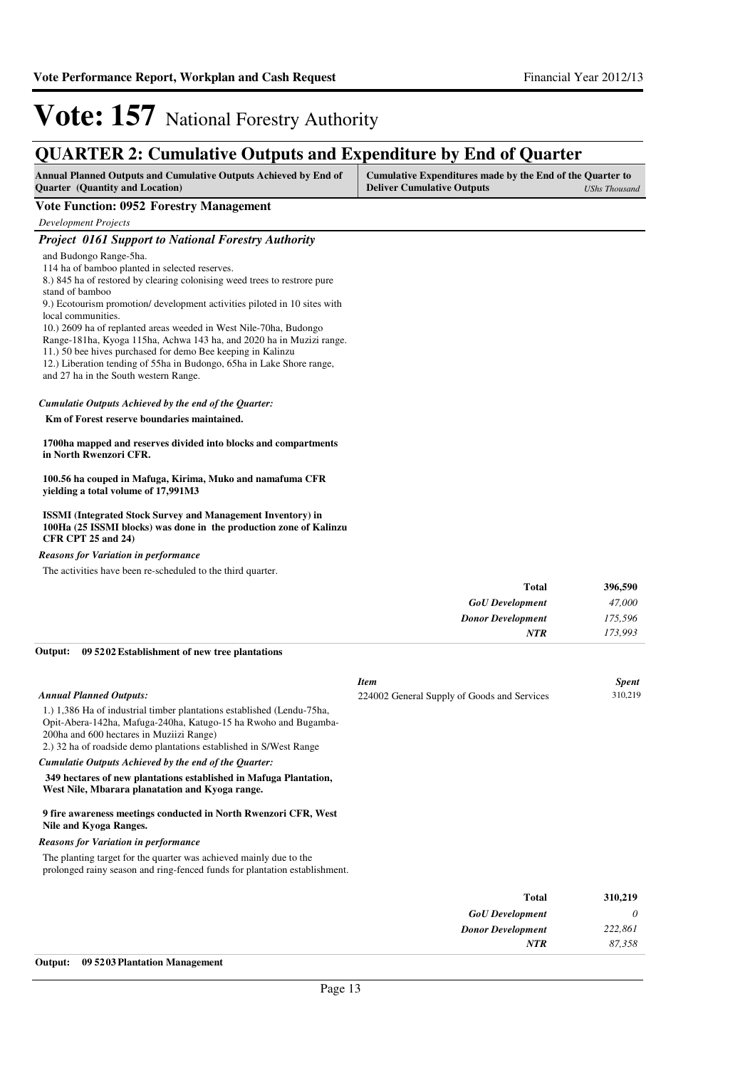# Vote: 157 National Forestry Authority

## QUARTER 2: Cumulative Outputs and Expenditure by End of Quarter

| Annual Planned Outputs and Cumulative Outputs Achieved by End of Quarter (Quantity and Location) | Cumulative Expenditures made by the End of the Quarter to Deliver Cumulative Outputs | *UShs Thousand* |
|---|---|---|

### Vote Function: 0952 Forestry Management

*Development Projects*

#### *Project 0161 Support to National Forestry Authority*

and Budongo Range-5ha.
114 ha of bamboo planted in selected reserves.
8.) 845 ha of restored by clearing colonising weed trees to restrore pure stand of bamboo
9.) Ecotourism promotion/ development activities piloted in 10 sites with local communities.
10.) 2609 ha of replanted areas weeded in West Nile-70ha, Budongo Range-181ha, Kyoga 115ha, Achwa 143 ha, and 2020 ha in Muzizi range.
11.) 50 bee hives purchased for demo Bee keeping in Kalinzu
12.) Liberation tending of 55ha in Budongo, 65ha in Lake Shore range, and 27 ha in the South western Range.

*Cumulatie Outputs Achieved by the end of the Quarter:*

**Km of Forest reserve boundaries maintained.**

**1700ha mapped and reserves divided into blocks and compartments in North Rwenzori CFR.**

**100.56 ha couped in Mafuga, Kirima, Muko and namafuma CFR yielding a total volume of 17,991M3**

**ISSMI (Integrated Stock Survey and Management Inventory) in 100Ha (25 ISSMI blocks) was done in the production zone of Kalinzu CFR CPT 25 and 24)**

*Reasons for Variation in performance*

The activities have been re-scheduled to the third quarter.

| | |
|---|---|
| **Total** | **396,590** |
| *GoU Development* | *47,000* |
| *Donor Development* | *175,596* |
| *NTR* | *173,993* |

**Output: 09 5202 Establishment of new tree plantations**

| *Item* | *Spent* |
|---|---|
| 224002 General Supply of Goods and Services | 310,219 |

*Annual Planned Outputs:*

1.) 1,386 Ha of industrial timber plantations established (Lendu-75ha, Opit-Abera-142ha, Mafuga-240ha, Katugo-15 ha Rwoho and Bugamba-200ha and 600 hectares in Muziizi Range)
2.) 32 ha of roadside demo plantations established in S/West Range

*Cumulatie Outputs Achieved by the end of the Quarter:*

**349 hectares of new plantations established in Mafuga Plantation, West Nile, Mbarara planatation and Kyoga range.**

**9 fire awareness meetings conducted in North Rwenzori CFR, West Nile and Kyoga Ranges.**

*Reasons for Variation in performance*

The planting target for the quarter was achieved mainly due to the prolonged rainy season and ring-fenced funds for plantation establishment.

| | |
|---|---|
| **Total** | **310,219** |
| *GoU Development* | *0* |
| *Donor Development* | *222,861* |
| *NTR* | *87,358* |

**Output: 09 5203 Plantation Management**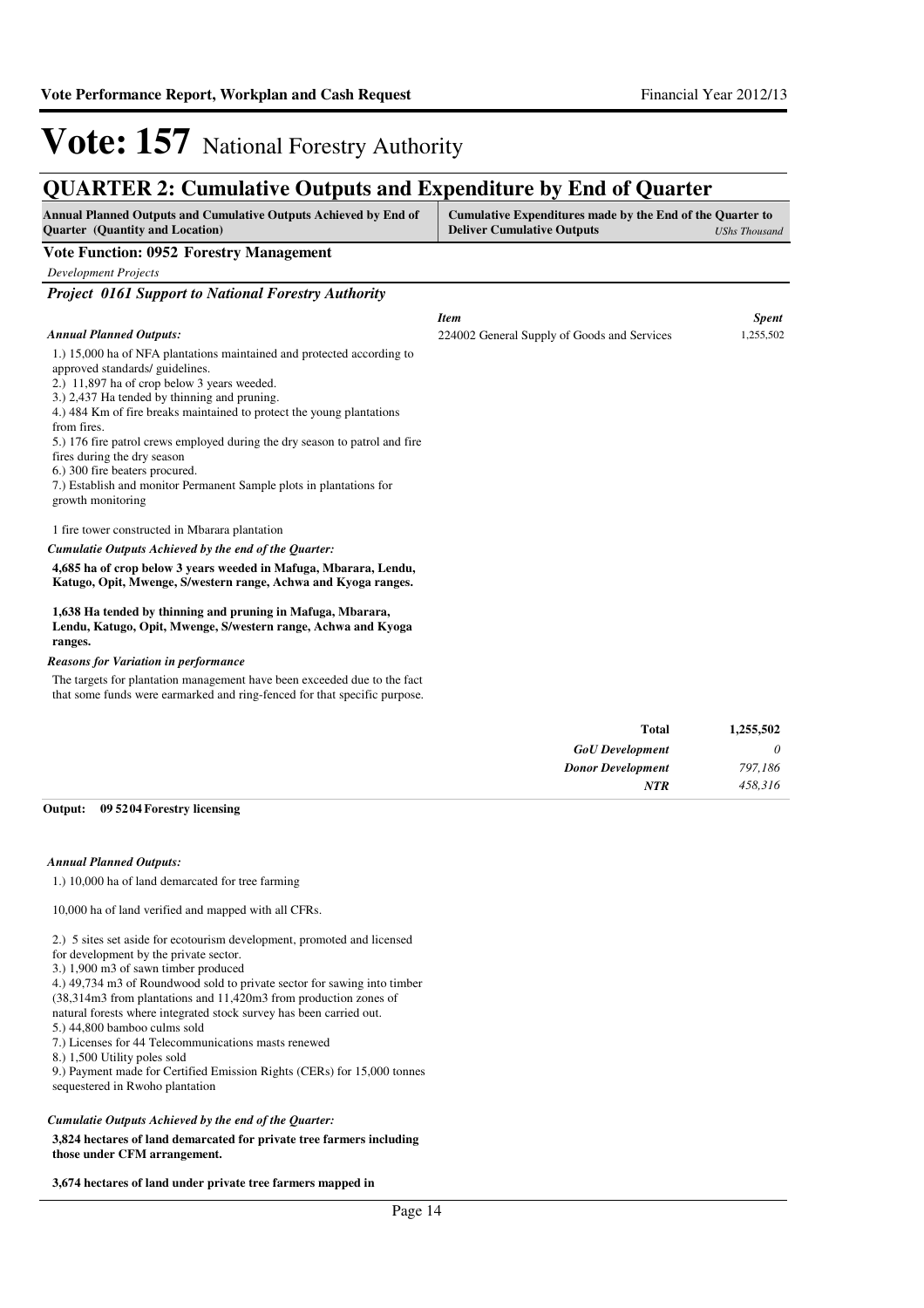# Vote: 157 National Forestry Authority

## QUARTER 2: Cumulative Outputs and Expenditure by End of Quarter

| Annual Planned Outputs and Cumulative Outputs Achieved by End of Quarter (Quantity and Location) | Cumulative Expenditures made by the End of the Quarter to Deliver Cumulative Outputs | UShs Thousand |
|---|---|---|

**Vote Function: 0952 Forestry Management**

*Development Projects*

***Project 0161 Support to National Forestry Authority***

***Annual Planned Outputs:***

1.) 15,000 ha of NFA plantations maintained and protected according to approved standards/ guidelines.
2.) 11,897 ha of crop below 3 years weeded.
3.) 2,437 Ha tended by thinning and pruning.
4.) 484 Km of fire breaks maintained to protect the young plantations from fires.
5.) 176 fire patrol crews employed during the dry season to patrol and fire fires during the dry season
6.) 300 fire beaters procured.
7.) Establish and monitor Permanent Sample plots in plantations for growth monitoring

1 fire tower constructed in Mbarara plantation

***Cumulatie Outputs Achieved by the end of the Quarter:***

**4,685 ha of crop below 3 years weeded in Mafuga, Mbarara, Lendu, Katugo, Opit, Mwenge, S/western range, Achwa and Kyoga ranges.**

**1,638 Ha tended by thinning and pruning in Mafuga, Mbarara, Lendu, Katugo, Opit, Mwenge, S/western range, Achwa and Kyoga ranges.**

***Reasons for Variation in performance***

The targets for plantation management have been exceeded due to the fact that some funds were earmarked and ring-fenced for that specific purpose.

| *Item* | *Spent* |
|---|---|
| 224002 General Supply of Goods and Services | 1,255,502 |
| **Total** | **1,255,502** |
| ***GoU Development*** | *0* |
| ***Donor Development*** | *797,186* |
| ***NTR*** | *458,316* |

**Output: 09 5204 Forestry licensing**

***Annual Planned Outputs:***

1.) 10,000 ha of land demarcated for tree farming

10,000 ha of land verified and mapped with all CFRs.

2.) 5 sites set aside for ecotourism development, promoted and licensed for development by the private sector.
3.) 1,900 m3 of sawn timber produced
4.) 49,734 m3 of Roundwood sold to private sector for sawing into timber (38,314m3 from plantations and 11,420m3 from production zones of natural forests where integrated stock survey has been carried out.
5.) 44,800 bamboo culms sold
7.) Licenses for 44 Telecommunications masts renewed
8.) 1,500 Utility poles sold
9.) Payment made for Certified Emission Rights (CERs) for 15,000 tonnes sequestered in Rwoho plantation

***Cumulatie Outputs Achieved by the end of the Quarter:***

**3,824 hectares of land demarcated for private tree farmers including those under CFM arrangement.**

**3,674 hectares of land under private tree farmers mapped in**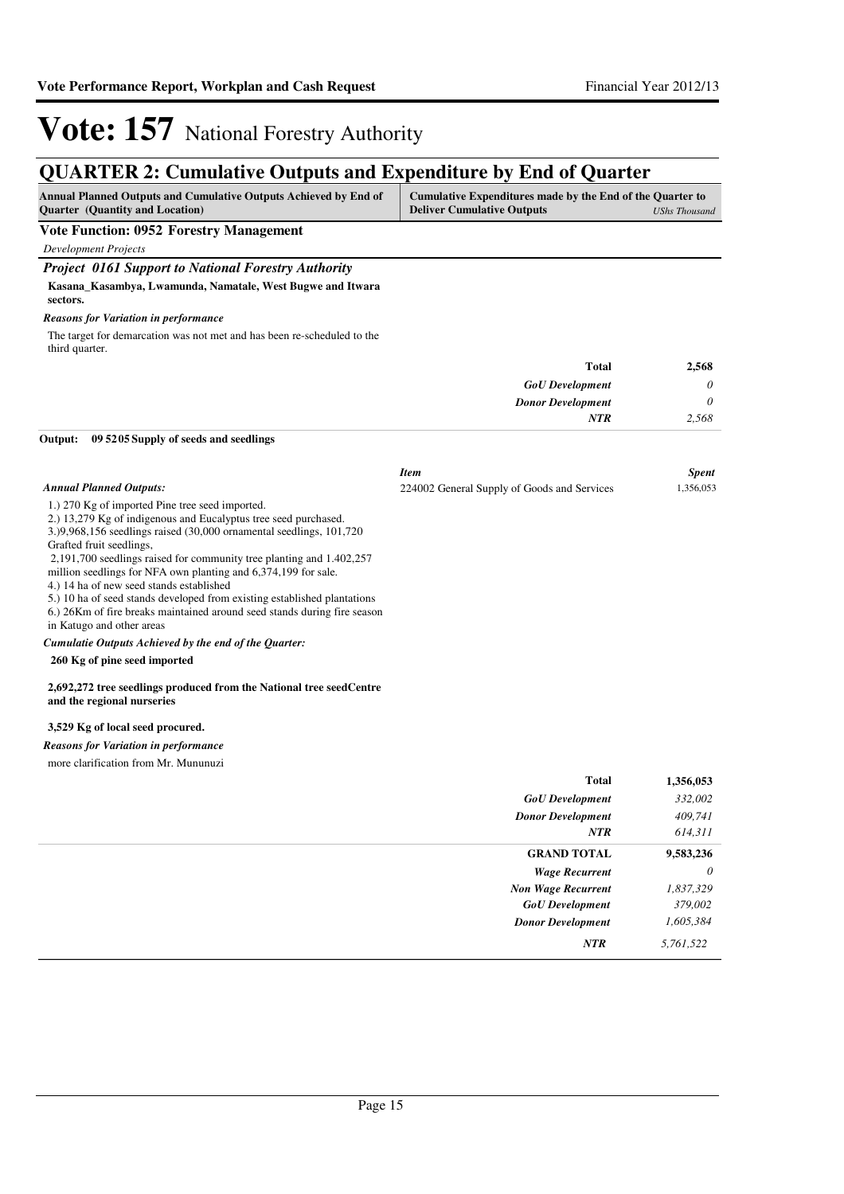# Vote: 157 National Forestry Authority

## QUARTER 2: Cumulative Outputs and Expenditure by End of Quarter

| Annual Planned Outputs and Cumulative Outputs Achieved by End of Quarter (Quantity and Location) | Cumulative Expenditures made by the End of the Quarter to Deliver Cumulative Outputs | *UShs Thousand* |
|---|---|---|

**Vote Function: 0952 Forestry Management**

*Development Projects*

### *Project 0161 Support to National Forestry Authority*

**Kasana_Kasambya, Lwamunda, Namatale, West Bugwe and Itwara sectors.**

*Reasons for Variation in performance*

The target for demarcation was not met and has been re-scheduled to the third quarter.

| | |
|---|---|
| **Total** | **2,568** |
| *GoU Development* | *0* |
| *Donor Development* | *0* |
| *NTR* | *2,568* |

**Output: 09 5205 Supply of seeds and seedlings**

*Annual Planned Outputs:*

1.) 270 Kg of imported Pine tree seed imported.
2.) 13,279 Kg of indigenous and Eucalyptus tree seed purchased.
3.)9,968,156 seedlings raised (30,000 ornamental seedlings, 101,720 Grafted fruit seedlings,
 2,191,700 seedlings raised for community tree planting and 1.402,257 million seedlings for NFA own planting and 6,374,199 for sale.
4.) 14 ha of new seed stands established
5.) 10 ha of seed stands developed from existing established plantations
6.) 26Km of fire breaks maintained around seed stands during fire season in Katugo and other areas

| *Item* | *Spent* |
|---|---|
| 224002 General Supply of Goods and Services | 1,356,053 |

*Cumulatie Outputs Achieved by the end of the Quarter:*

**260 Kg of pine seed imported**

**2,692,272 tree seedlings produced from the National tree seedCentre and the regional nurseries**

**3,529 Kg of local seed procured.**

*Reasons for Variation in performance*

more clarification from Mr. Mununuzi

| | |
|---|---|
| **Total** | **1,356,053** |
| *GoU Development* | *332,002* |
| *Donor Development* | *409,741* |
| *NTR* | *614,311* |
| **GRAND TOTAL** | **9,583,236** |
| *Wage Recurrent* | *0* |
| *Non Wage Recurrent* | *1,837,329* |
| *GoU Development* | *379,002* |
| *Donor Development* | *1,605,384* |
| *NTR* | *5,761,522* |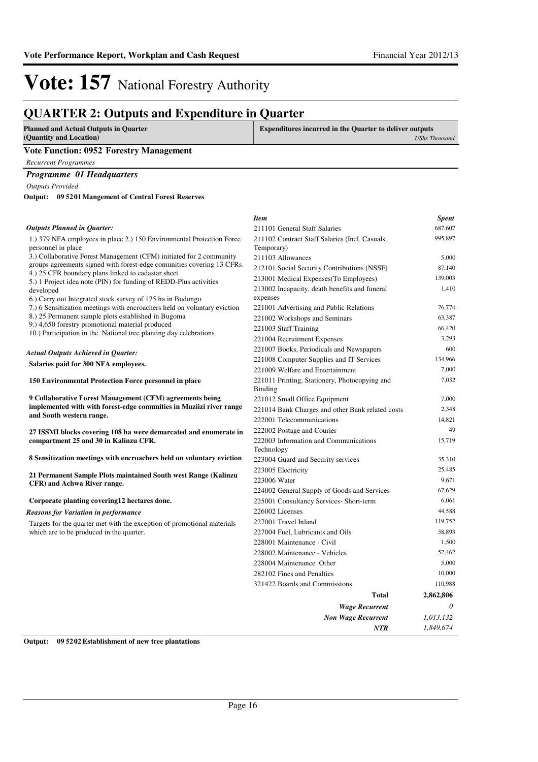# Vote: 157 National Forestry Authority

## QUARTER 2: Outputs and Expenditure in Quarter

| Planned and Actual Outputs in Quarter (Quantity and Location) | Expenditures incurred in the Quarter to deliver outputs *UShs Thousand* |
|---|---|

**Vote Function: 0952 Forestry Management**

*Recurrent Programmes*

***Programme 01 Headquarters***

*Outputs Provided*

**Output: 09 5201 Mangement of Central Forest Reserves**

*Outputs Planned in Quarter:*

1.) 379 NFA employees in place 2.) 150 Environmental Protection Force personnel in place
3.) Collaborative Forest Management (CFM) initiated for 2 community groups agreements signed with forest-edge comunities covering 13 CFRs.
4.) 25 CFR boundary plans linked to cadastar sheet
5.) 1 Project idea note (PIN) for funding of REDD-Plus activities developed
6.) Carry out Integrated stock survey of 175 ha in Budongo
7.) 6 Sensitization meetings with encroachers held on voluntary eviction
8.) 25 Permanent sample plots established in Bugoma
9.) 4,650 forestry promotional material produced
10.) Participation in the National tree planting day celebrations

*Actual Outputs Achieved in Quarter:*

**Salaries paid for 300 NFA employees.**

**150 Environmental Protection Force personnel in place**

**9 Collaborative Forest Management (CFM) agreements being implemented with with forest-edge comunities in Muziizi river range and South western range.**

**27 ISSMI blocks covering 108 ha were demarcated and enumerate in compartment 25 and 30 in Kalinzu CFR.**

**8 Sensitization meetings with encroachers held on voluntary eviction**

**21 Permanent Sample Plots maintained South west Range (Kalinzu CFR) and Achwa River range.**

**Corporate planting covering12 hectares done.**

*Reasons for Variation in performance*

Targets for the quarter met with the exception of promotional materials which are to be produced in the quarter.

| *Item* | *Spent* |
|---|---|
| 211101 General Staff Salaries | 687,607 |
| 211102 Contract Staff Salaries (Incl. Casuals, Temporary) | 995,897 |
| 211103 Allowances | 5,000 |
| 212101 Social Security Contributions (NSSF) | 87,140 |
| 213001 Medical Expenses(To Employees) | 139,003 |
| 213002 Incapacity, death benefits and funeral expenses | 1,410 |
| 221001 Advertising and Public Relations | 76,774 |
| 221002 Workshops and Seminars | 63,387 |
| 221003 Staff Training | 66,420 |
| 221004 Recruitment Expenses | 3,293 |
| 221007 Books, Periodicals and Newspapers | 600 |
| 221008 Computer Supplies and IT Services | 134,966 |
| 221009 Welfare and Entertainment | 7,000 |
| 221011 Printing, Stationery, Photocopying and Binding | 7,032 |
| 221012 Small Office Equipment | 7,000 |
| 221014 Bank Charges and other Bank related costs | 2,348 |
| 222001 Telecommunications | 14,821 |
| 222002 Postage and Courier | 49 |
| 222003 Information and Communications Technology | 15,719 |
| 223004 Guard and Security services | 35,310 |
| 223005 Electricity | 25,485 |
| 223006 Water | 9,671 |
| 224002 General Supply of Goods and Services | 67,629 |
| 225001 Consultancy Services- Short-term | 6,061 |
| 226002 Licenses | 44,588 |
| 227001 Travel Inland | 119,752 |
| 227004 Fuel, Lubricants and Oils | 58,893 |
| 228001 Maintenance - Civil | 1,500 |
| 228002 Maintenance - Vehicles | 52,462 |
| 228004 Maintenance Other | 5,000 |
| 282102 Fines and Penalties | 10,000 |
| 321422 Boards and Commissions | 110,988 |
| **Total** | **2,862,806** |
| ***Wage Recurrent*** | *0* |
| ***Non Wage Recurrent*** | *1,013,132* |
| ***NTR*** | *1,849,674* |

**Output: 09 5202 Establishment of new tree plantations**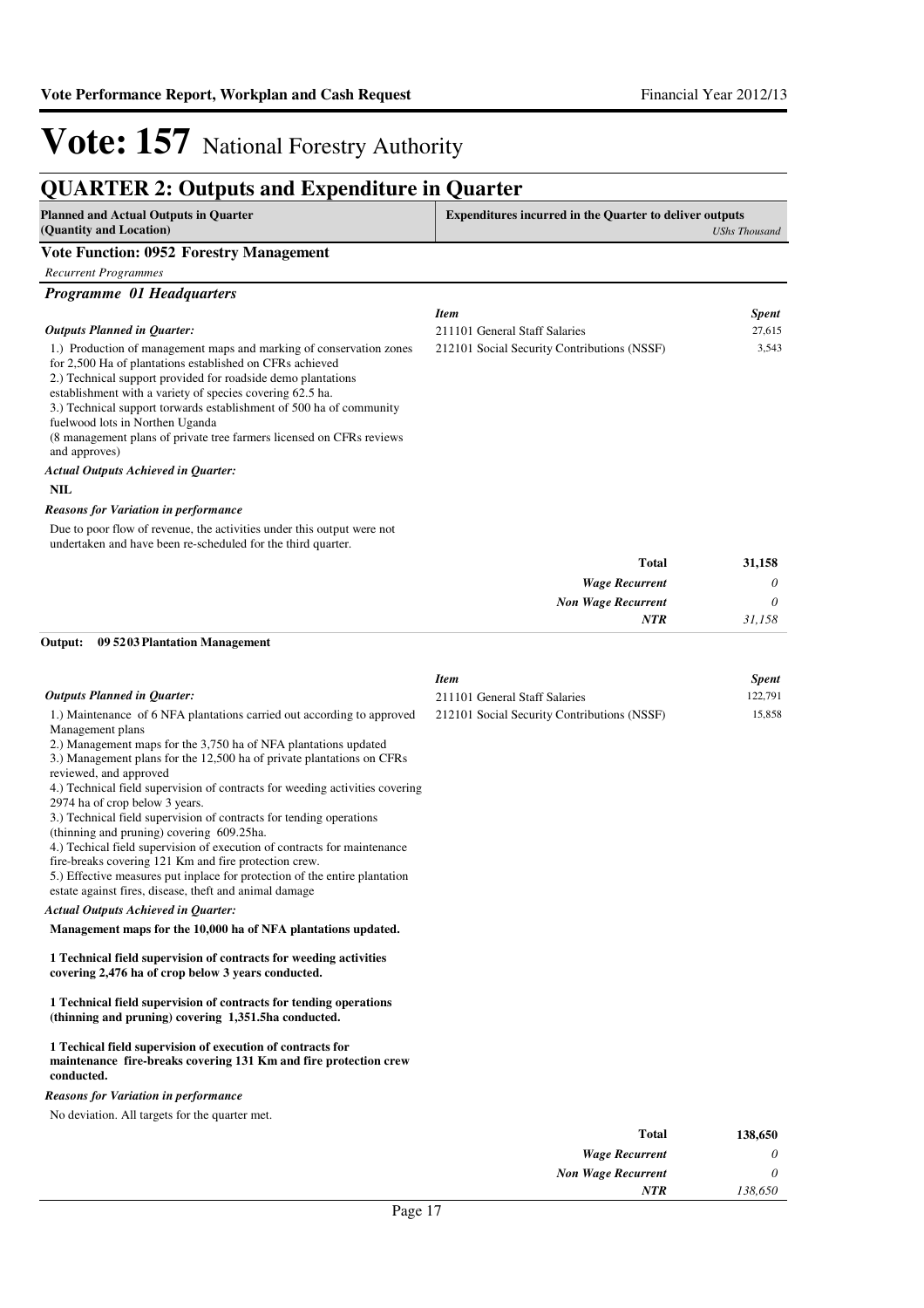# Vote: 157 National Forestry Authority

## QUARTER 2: Outputs and Expenditure in Quarter

| Planned and Actual Outputs in Quarter (Quantity and Location) | Expenditures incurred in the Quarter to deliver outputs *UShs Thousand* |
|---|---|

### Vote Function: 0952 Forestry Management

*Recurrent Programmes*

### *Programme 01 Headquarters*

*Outputs Planned in Quarter:*

1.) Production of management maps and marking of conservation zones for 2,500 Ha of plantations established on CFRs achieved
2.) Technical support provided for roadside demo plantations establishment with a variety of species covering 62.5 ha.
3.) Technical support torwards establishment of 500 ha of community fuelwood lots in Northen Uganda
(8 management plans of private tree farmers licensed on CFRs reviews and approves)

*Actual Outputs Achieved in Quarter:*

**NIL**

*Reasons for Variation in performance*

Due to poor flow of revenue, the activities under this output were not undertaken and have been re-scheduled for the third quarter.

| *Item* | *Spent* |
|---|---|
| 211101 General Staff Salaries | 27,615 |
| 212101 Social Security Contributions (NSSF) | 3,543 |
| **Total** | **31,158** |
| *Wage Recurrent* | *0* |
| *Non Wage Recurrent* | *0* |
| *NTR* | *31,158* |

**Output: 09 5203 Plantation Management**

*Outputs Planned in Quarter:*

1.) Maintenance of 6 NFA plantations carried out according to approved Management plans
2.) Management maps for the 3,750 ha of NFA plantations updated
3.) Management plans for the 12,500 ha of private plantations on CFRs reviewed, and approved
4.) Technical field supervision of contracts for weeding activities covering 2974 ha of crop below 3 years.
3.) Technical field supervision of contracts for tending operations (thinning and pruning) covering 609.25ha.
4.) Techical field supervision of execution of contracts for maintenance fire-breaks covering 121 Km and fire protection crew.
5.) Effective measures put inplace for protection of the entire plantation estate against fires, disease, theft and animal damage

*Actual Outputs Achieved in Quarter:*

**Management maps for the 10,000 ha of NFA plantations updated.**

**1 Technical field supervision of contracts for weeding activities covering 2,476 ha of crop below 3 years conducted.**

**1 Technical field supervision of contracts for tending operations (thinning and pruning) covering 1,351.5ha conducted.**

**1 Techical field supervision of execution of contracts for maintenance fire-breaks covering 131 Km and fire protection crew conducted.**

*Reasons for Variation in performance*

No deviation. All targets for the quarter met.

| *Item* | *Spent* |
|---|---|
| 211101 General Staff Salaries | 122,791 |
| 212101 Social Security Contributions (NSSF) | 15,858 |
| **Total** | **138,650** |
| *Wage Recurrent* | *0* |
| *Non Wage Recurrent* | *0* |
| *NTR* | *138,650* |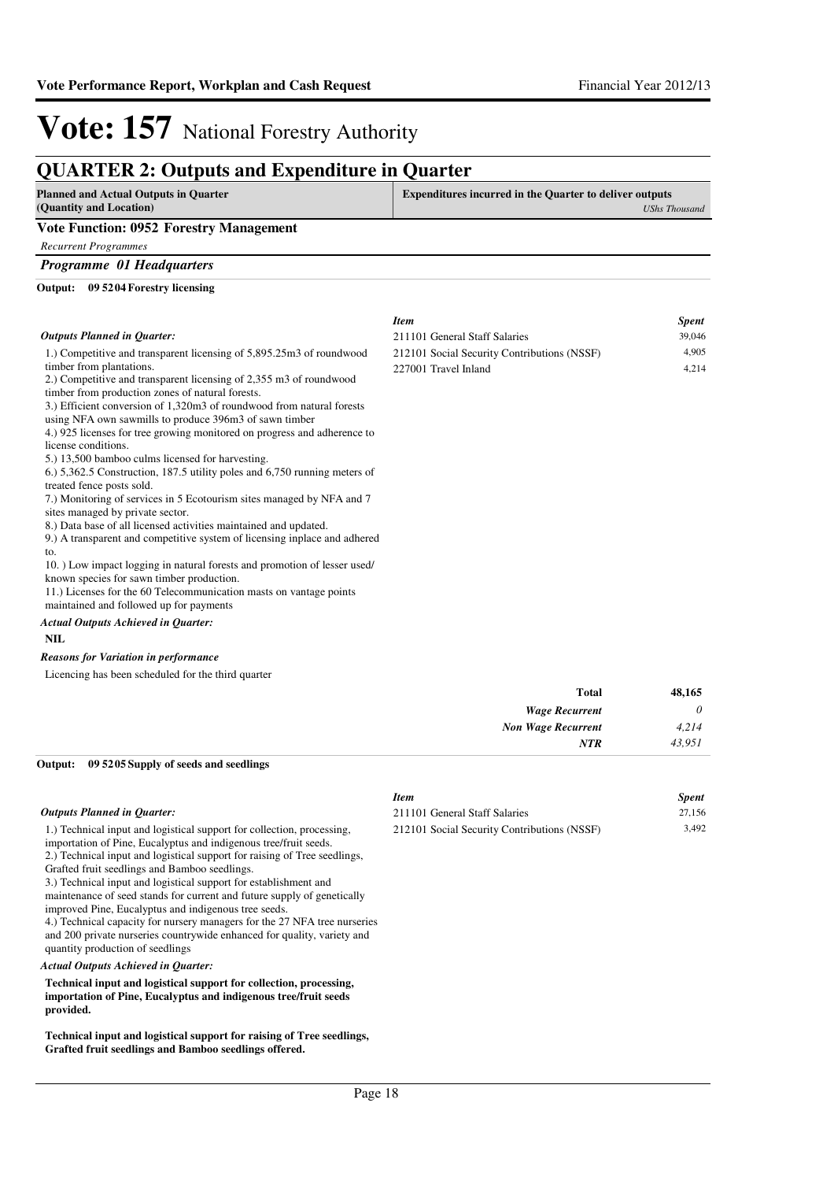# Vote: 157 National Forestry Authority

## QUARTER 2: Outputs and Expenditure in Quarter

**Planned and Actual Outputs in Quarter (Quantity and Location)** | **Expenditures incurred in the Quarter to deliver outputs** *UShs Thousand*

### Vote Function: 0952 Forestry Management

*Recurrent Programmes*

#### *Programme 01 Headquarters*

**Output: 09 5204 Forestry licensing**

*Outputs Planned in Quarter:*

1.) Competitive and transparent licensing of 5,895.25m3 of roundwood timber from plantations.
2.) Competitive and transparent licensing of 2,355 m3 of roundwood timber from production zones of natural forests.
3.) Efficient conversion of 1,320m3 of roundwood from natural forests using NFA own sawmills to produce 396m3 of sawn timber
4.) 925 licenses for tree growing monitored on progress and adherence to license conditions.
5.) 13,500 bamboo culms licensed for harvesting.
6.) 5,362.5 Construction, 187.5 utility poles and 6,750 running meters of treated fence posts sold.
7.) Monitoring of services in 5 Ecotourism sites managed by NFA and 7 sites managed by private sector.
8.) Data base of all licensed activities maintained and updated.
9.) A transparent and competitive system of licensing inplace and adhered to.
10. ) Low impact logging in natural forests and promotion of lesser used/ known species for sawn timber production.
11.) Licenses for the 60 Telecommunication masts on vantage points maintained and followed up for payments

*Actual Outputs Achieved in Quarter:*

**NIL**

*Reasons for Variation in performance*

Licencing has been scheduled for the third quarter

| *Item* | *Spent* |
|---|---|
| 211101 General Staff Salaries | 39,046 |
| 212101 Social Security Contributions (NSSF) | 4,905 |
| 227001 Travel Inland | 4,214 |

| | |
|---|---|
| **Total** | **48,165** |
| *Wage Recurrent* | *0* |
| *Non Wage Recurrent* | *4,214* |
| *NTR* | *43,951* |

**Output: 09 5205 Supply of seeds and seedlings**

*Outputs Planned in Quarter:*

1.) Technical input and logistical support for collection, processing, importation of Pine, Eucalyptus and indigenous tree/fruit seeds.
2.) Technical input and logistical support for raising of Tree seedlings, Grafted fruit seedlings and Bamboo seedlings.
3.) Technical input and logistical support for establishment and maintenance of seed stands for current and future supply of genetically improved Pine, Eucalyptus and indigenous tree seeds.
4.) Technical capacity for nursery managers for the 27 NFA tree nurseries and 200 private nurseries countrywide enhanced for quality, variety and quantity production of seedlings

*Actual Outputs Achieved in Quarter:*

**Technical input and logistical support for collection, processing, importation of Pine, Eucalyptus and indigenous tree/fruit seeds provided.**

**Technical input and logistical support for raising of Tree seedlings, Grafted fruit seedlings and Bamboo seedlings offered.**

| *Item* | *Spent* |
|---|---|
| 211101 General Staff Salaries | 27,156 |
| 212101 Social Security Contributions (NSSF) | 3,492 |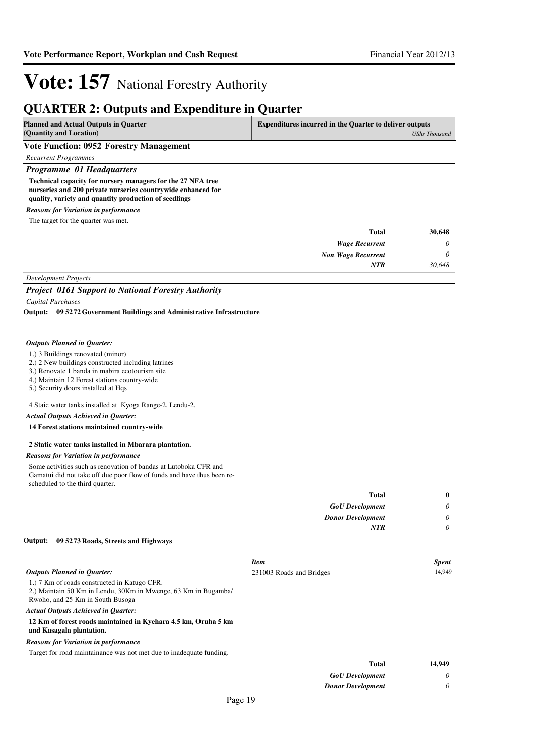# Vote: 157 National Forestry Authority

## QUARTER 2: Outputs and Expenditure in Quarter

| Planned and Actual Outputs in Quarter (Quantity and Location) | Expenditures incurred in the Quarter to deliver outputs *UShs Thousand* |
|---|---|

### Vote Function: 0952 Forestry Management

*Recurrent Programmes*

### *Programme 01 Headquarters*

**Technical capacity for nursery managers for the 27 NFA tree nurseries and 200 private nurseries countrywide enhanced for quality, variety and quantity production of seedlings**

***Reasons for Variation in performance***

The target for the quarter was met.

| | |
|---|---|
| **Total** | **30,648** |
| *Wage Recurrent* | *0* |
| *Non Wage Recurrent* | *0* |
| *NTR* | *30,648* |

*Development Projects*

### *Project 0161 Support to National Forestry Authority*

*Capital Purchases*

**Output: 09 5272 Government Buildings and Administrative Infrastructure**

***Outputs Planned in Quarter:***

1.) 3 Buildings renovated (minor)
2.) 2 New buildings constructed including latrines
3.) Renovate 1 banda in mabira ecotourism site
4.) Maintain 12 Forest stations country-wide
5.) Security doors installed at Hqs

4 Staic water tanks installed at Kyoga Range-2, Lendu-2,

***Actual Outputs Achieved in Quarter:***

**14 Forest stations maintained country-wide**

**2 Static water tanks installed in Mbarara plantation.**

***Reasons for Variation in performance***

Some activities such as renovation of bandas at Lutoboka CFR and Gamatui did not take off due poor flow of funds and have thus been re-scheduled to the third quarter.

| | |
|---|---|
| **Total** | **0** |
| *GoU Development* | *0* |
| *Donor Development* | *0* |
| *NTR* | *0* |

**Output: 09 5273 Roads, Streets and Highways**

***Outputs Planned in Quarter:***

1.) 7 Km of roads constructed in Katugo CFR.
2.) Maintain 50 Km in Lendu, 30Km in Mwenge, 63 Km in Bugamba/ Rwoho, and 25 Km in South Busoga

| *Item* | *Spent* |
|---|---|
| 231003 Roads and Bridges | 14,949 |

***Actual Outputs Achieved in Quarter:***

**12 Km of forest roads maintained in Kyehara 4.5 km, Oruha 5 km and Kasagala plantation.**

***Reasons for Variation in performance***

Target for road maintainance was not met due to inadequate funding.

| | |
|---|---|
| **Total** | **14,949** |
| *GoU Development* | *0* |
| *Donor Development* | *0* |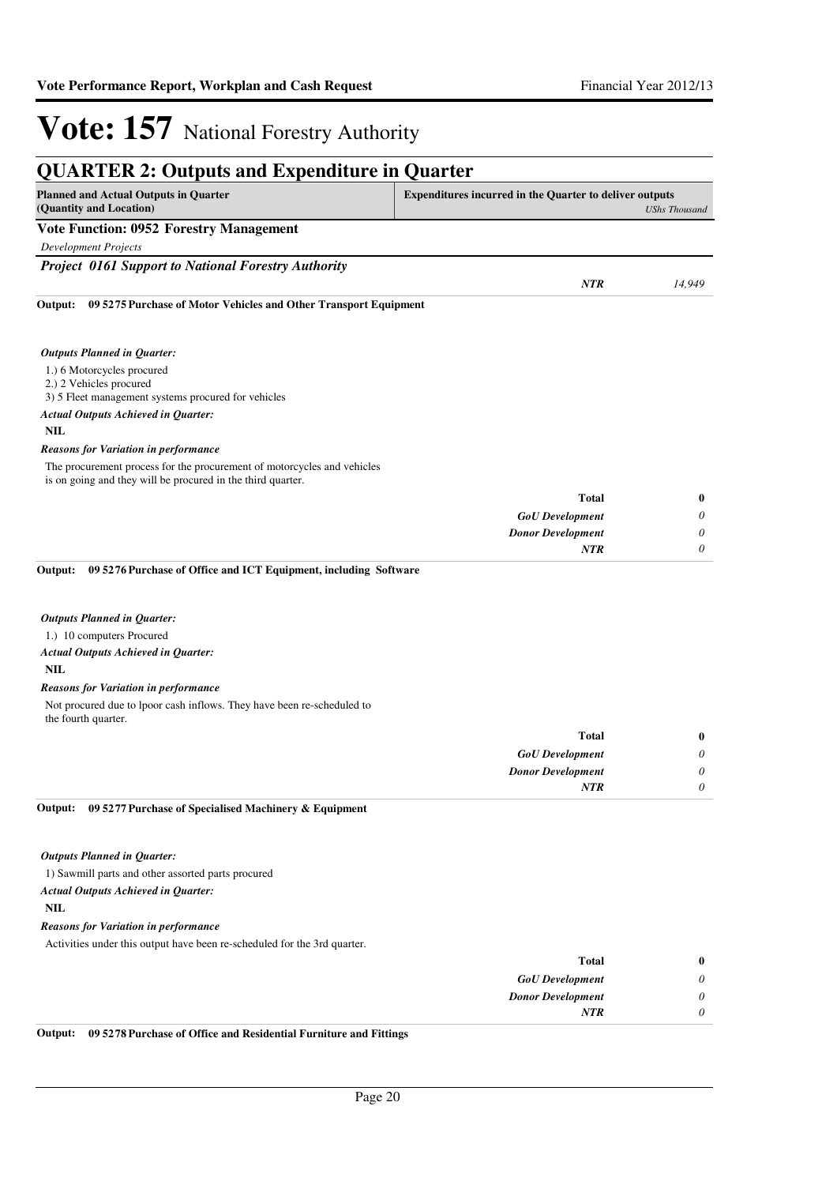# Vote: 157 National Forestry Authority

## QUARTER 2: Outputs and Expenditure in Quarter

| Planned and Actual Outputs in Quarter (Quantity and Location) | Expenditures incurred in the Quarter to deliver outputs | *UShs Thousand* |
|---|---|---|

### Vote Function: 0952 Forestry Management

*Development Projects*

#### *Project 0161 Support to National Forestry Authority*

| | |
|---|---|
| *NTR* | *14,949* |

**Output: 09 5275 Purchase of Motor Vehicles and Other Transport Equipment**

***Outputs Planned in Quarter:***

1.) 6 Motorcycles procured
2.) 2 Vehicles procured
3) 5 Fleet management systems procured for vehicles

***Actual Outputs Achieved in Quarter:***

**NIL**

***Reasons for Variation in performance***

The procurement process for the procurement of motorcycles and vehicles is on going and they will be procured in the third quarter.

| | |
|---|---|
| **Total** | **0** |
| *GoU Development* | *0* |
| *Donor Development* | *0* |
| *NTR* | *0* |

**Output: 09 5276 Purchase of Office and ICT Equipment, including Software**

***Outputs Planned in Quarter:***

1.) 10 computers Procured

***Actual Outputs Achieved in Quarter:***

**NIL**

***Reasons for Variation in performance***

Not procured due to lpoor cash inflows. They have been re-scheduled to the fourth quarter.

| | |
|---|---|
| **Total** | **0** |
| *GoU Development* | *0* |
| *Donor Development* | *0* |
| *NTR* | *0* |

**Output: 09 5277 Purchase of Specialised Machinery & Equipment**

***Outputs Planned in Quarter:***

1) Sawmill parts and other assorted parts procured

***Actual Outputs Achieved in Quarter:***

**NIL**

***Reasons for Variation in performance***

Activities under this output have been re-scheduled for the 3rd quarter.

| | |
|---|---|
| **Total** | **0** |
| *GoU Development* | *0* |
| *Donor Development* | *0* |
| *NTR* | *0* |

**Output: 09 5278 Purchase of Office and Residential Furniture and Fittings**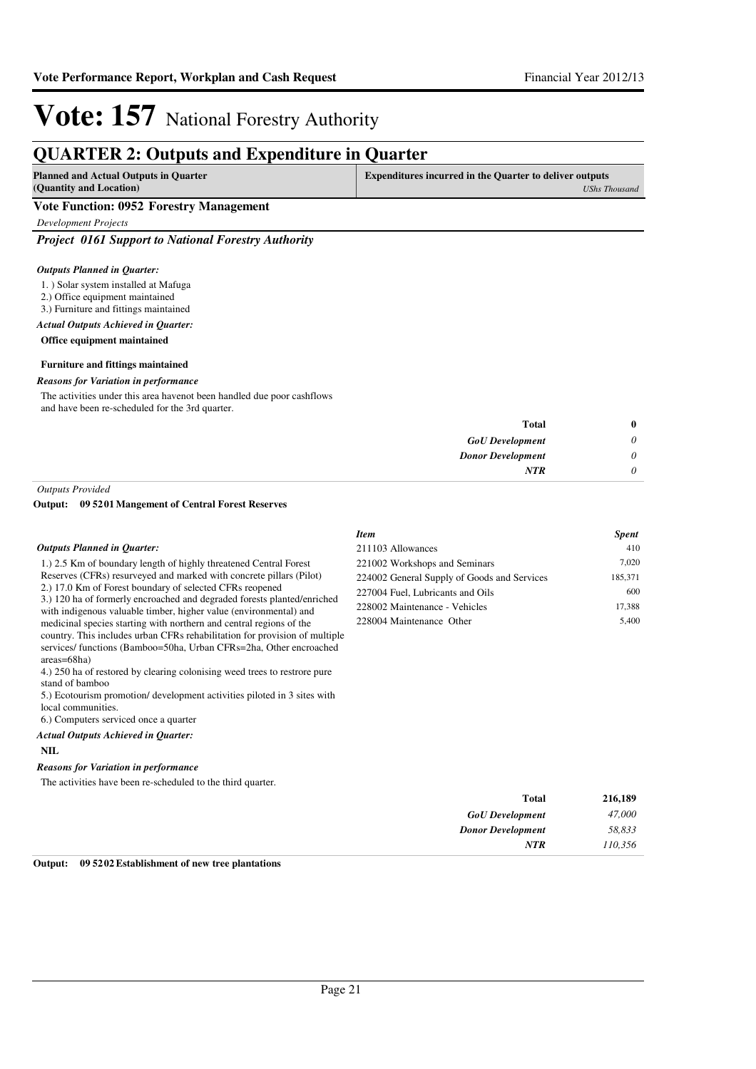# Vote: 157 National Forestry Authority

## QUARTER 2: Outputs and Expenditure in Quarter

| Planned and Actual Outputs in Quarter (Quantity and Location) | Expenditures incurred in the Quarter to deliver outputs *UShs Thousand* |
|---|---|

### Vote Function: 0952 Forestry Management

*Development Projects*

#### *Project 0161 Support to National Forestry Authority*

***Outputs Planned in Quarter:***

1. ) Solar system installed at Mafuga
2. ) Office equipment maintained
3. ) Furniture and fittings maintained

***Actual Outputs Achieved in Quarter:***

**Office equipment maintained**

**Furniture and fittings maintained**

***Reasons for Variation in performance***

The activities under this area havenot been handled due poor cashflows and have been re-scheduled for the 3rd quarter.

| | |
|---|---|
| **Total** | **0** |
| *GoU Development* | *0* |
| *Donor Development* | *0* |
| *NTR* | *0* |

*Outputs Provided*

**Output: 09 5201 Mangement of Central Forest Reserves**

***Outputs Planned in Quarter:***

1.) 2.5 Km of boundary length of highly threatened Central Forest Reserves (CFRs) resurveyed and marked with concrete pillars (Pilot)
2.) 17.0 Km of Forest boundary of selected CFRs reopened
3.) 120 ha of formerly encroached and degraded forests planted/enriched with indigenous valuable timber, higher value (environmental) and medicinal species starting with northern and central regions of the country. This includes urban CFRs rehabilitation for provision of multiple services/ functions (Bamboo=50ha, Urban CFRs=2ha, Other encroached areas=68ha)
4.) 250 ha of restored by clearing colonising weed trees to restrore pure stand of bamboo
5.) Ecotourism promotion/ development activities piloted in 3 sites with local communities.
6.) Computers serviced once a quarter

***Actual Outputs Achieved in Quarter:***

**NIL**

***Reasons for Variation in performance***

The activities have been re-scheduled to the third quarter.

| *Item* | *Spent* |
|---|---|
| 211103 Allowances | 410 |
| 221002 Workshops and Seminars | 7,020 |
| 224002 General Supply of Goods and Services | 185,371 |
| 227004 Fuel, Lubricants and Oils | 600 |
| 228002 Maintenance - Vehicles | 17,388 |
| 228004 Maintenance Other | 5,400 |

| | |
|---|---|
| **Total** | **216,189** |
| *GoU Development* | *47,000* |
| *Donor Development* | *58,833* |
| *NTR* | *110,356* |

**Output: 09 5202 Establishment of new tree plantations**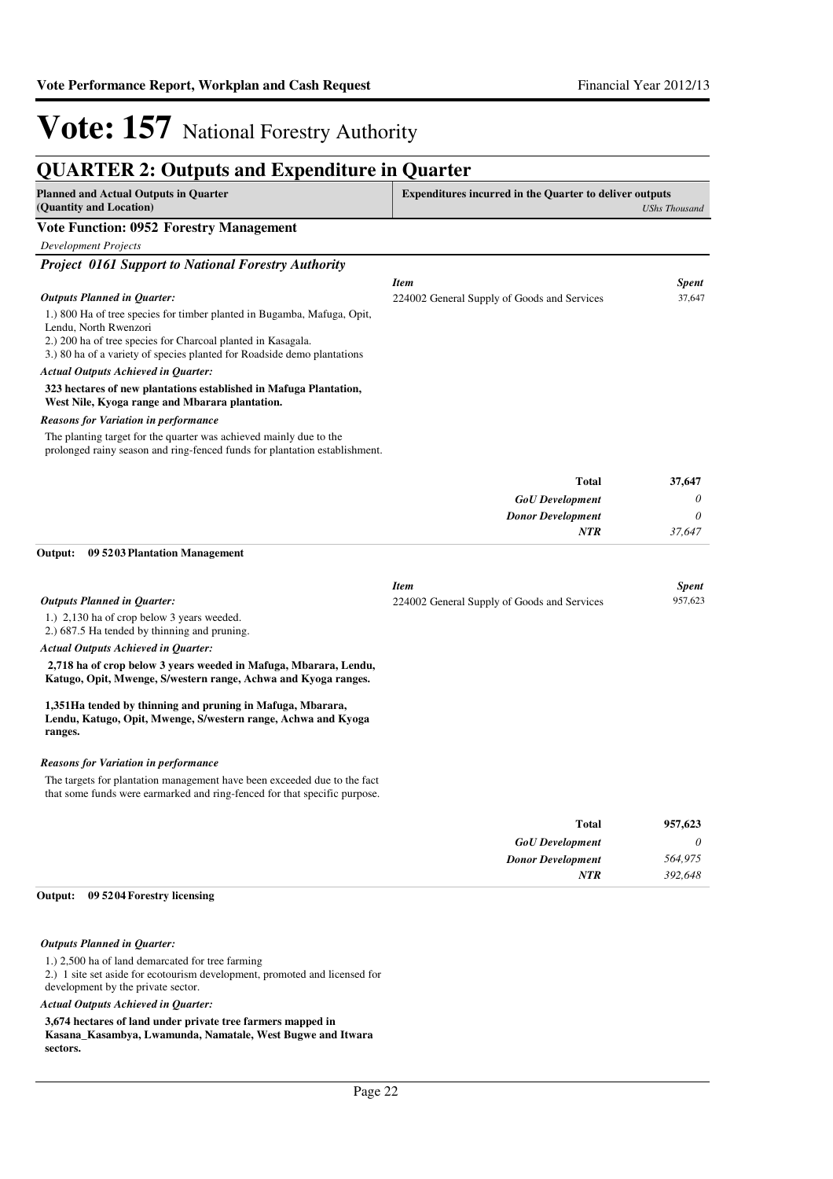# Vote: 157 National Forestry Authority

## QUARTER 2: Outputs and Expenditure in Quarter

| Planned and Actual Outputs in Quarter (Quantity and Location) | Expenditures incurred in the Quarter to deliver outputs *UShs Thousand* |
|---|---|

### Vote Function: 0952 Forestry Management

*Development Projects*

#### *Project 0161 Support to National Forestry Authority*

*Outputs Planned in Quarter:*

1.) 800 Ha of tree species for timber planted in Bugamba, Mafuga, Opit, Lendu, North Rwenzori
2.) 200 ha of tree species for Charcoal planted in Kasagala.
3.) 80 ha of a variety of species planted for Roadside demo plantations

*Actual Outputs Achieved in Quarter:*

**323 hectares of new plantations established in Mafuga Plantation, West Nile, Kyoga range and Mbarara plantation.**

*Reasons for Variation in performance*

The planting target for the quarter was achieved mainly due to the prolonged rainy season and ring-fenced funds for plantation establishment.

| *Item* | *Spent* |
|---|---|
| 224002 General Supply of Goods and Services | 37,647 |
| **Total** | **37,647** |
| *GoU Development* | *0* |
| *Donor Development* | *0* |
| *NTR* | *37,647* |

**Output: 09 5203 Plantation Management**

*Outputs Planned in Quarter:*

1.) 2,130 ha of crop below 3 years weeded.
2.) 687.5 Ha tended by thinning and pruning.

*Actual Outputs Achieved in Quarter:*

**2,718 ha of crop below 3 years weeded in Mafuga, Mbarara, Lendu, Katugo, Opit, Mwenge, S/western range, Achwa and Kyoga ranges.**

**1,351Ha tended by thinning and pruning in Mafuga, Mbarara, Lendu, Katugo, Opit, Mwenge, S/western range, Achwa and Kyoga ranges.**

*Reasons for Variation in performance*

The targets for plantation management have been exceeded due to the fact that some funds were earmarked and ring-fenced for that specific purpose.

| *Item* | *Spent* |
|---|---|
| 224002 General Supply of Goods and Services | 957,623 |
| **Total** | **957,623** |
| *GoU Development* | *0* |
| *Donor Development* | *564,975* |
| *NTR* | *392,648* |

**Output: 09 5204 Forestry licensing**

*Outputs Planned in Quarter:*

1.) 2,500 ha of land demarcated for tree farming
2.) 1 site set aside for ecotourism development, promoted and licensed for development by the private sector.

*Actual Outputs Achieved in Quarter:*

**3,674 hectares of land under private tree farmers mapped in Kasana_Kasambya, Lwamunda, Namatale, West Bugwe and Itwara sectors.**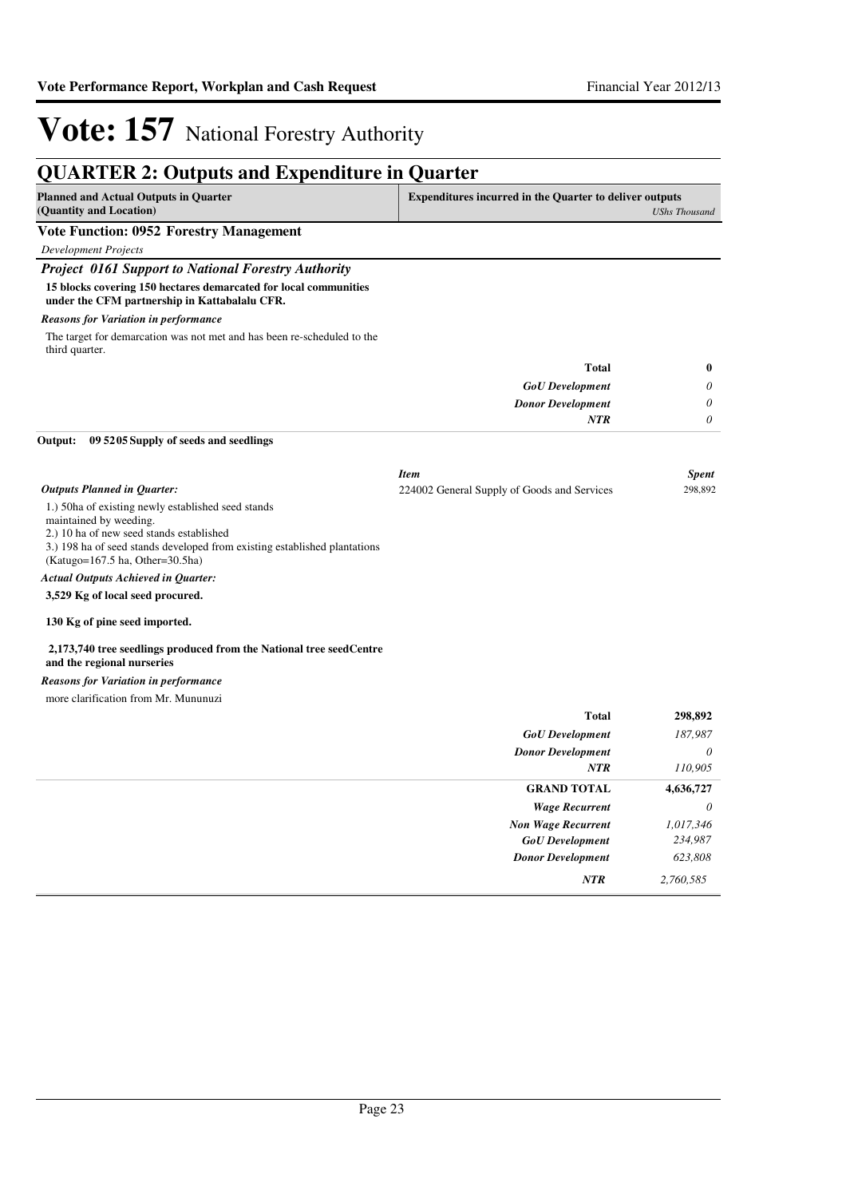# Vote: 157 National Forestry Authority

## QUARTER 2: Outputs and Expenditure in Quarter

| Planned and Actual Outputs in Quarter (Quantity and Location) | Expenditures incurred in the Quarter to deliver outputs | *UShs Thousand* |
|---|---|---|

### Vote Function: 0952 Forestry Management

*Development Projects*

#### *Project 0161 Support to National Forestry Authority*

**15 blocks covering 150 hectares demarcated for local communities under the CFM partnership in Kattabalalu CFR.**

***Reasons for Variation in performance***

The target for demarcation was not met and has been re-scheduled to the third quarter.

| | |
|---|---|
| **Total** | **0** |
| *GoU Development* | *0* |
| *Donor Development* | *0* |
| *NTR* | *0* |

**Output: 09 5205 Supply of seeds and seedlings**

| *Item* | *Spent* |
|---|---|
| 224002 General Supply of Goods and Services | 298,892 |

***Outputs Planned in Quarter:***

1.) 50ha of existing newly established seed stands maintained by weeding.
2.) 10 ha of new seed stands established
3.) 198 ha of seed stands developed from existing established plantations (Katugo=167.5 ha, Other=30.5ha)

***Actual Outputs Achieved in Quarter:***

**3,529 Kg of local seed procured.**

**130 Kg of pine seed imported.**

**2,173,740 tree seedlings produced from the National tree seedCentre and the regional nurseries**

***Reasons for Variation in performance***

more clarification from Mr. Mununuzi

| | |
|---|---|
| **Total** | **298,892** |
| *GoU Development* | *187,987* |
| *Donor Development* | *0* |
| *NTR* | *110,905* |
| **GRAND TOTAL** | **4,636,727** |
| *Wage Recurrent* | *0* |
| *Non Wage Recurrent* | *1,017,346* |
| *GoU Development* | *234,987* |
| *Donor Development* | *623,808* |
| *NTR* | *2,760,585* |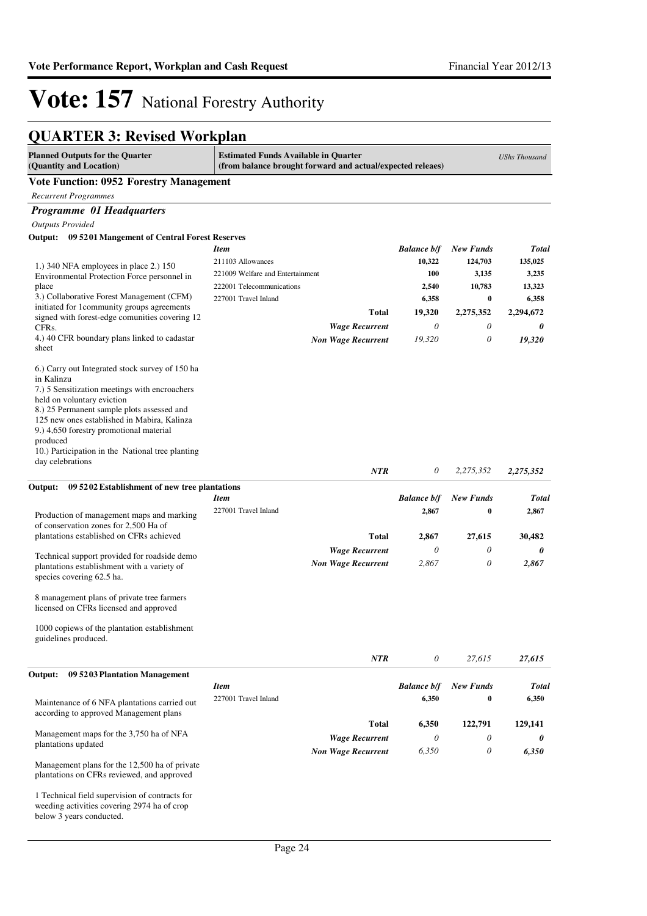# Vote: 157 National Forestry Authority

## QUARTER 3: Revised Workplan

| Planned Outputs for the Quarter (Quantity and Location) | Estimated Funds Available in Quarter (from balance brought forward and actual/expected releaes) | | | USh Thousand |
|---|---|---|---|---|

### Vote Function: 0952 Forestry Management

*Recurrent Programmes*

#### *Programme 01 Headquarters*

*Outputs Provided*

**Output: 09 5201 Mangement of Central Forest Reserves**

| Planned Outputs | *Item* | *Balance b/f* | *New Funds* | *Total* |
|---|---|---|---|---|
| 1.) 340 NFA employees in place 2.) 150 Environmental Protection Force personnel in place<br>3.) Collaborative Forest Management (CFM) initiated for 1community groups agreements signed with forest-edge comunities covering 12 CFRs.<br>4.) 40 CFR boundary plans linked to cadastar sheet<br><br>6.) Carry out Integrated stock survey of 150 ha in Kalinzu<br>7.) 5 Sensitization meetings with encroachers held on voluntary eviction<br>8.) 25 Permanent sample plots assessed and 125 new ones established in Mabira, Kalinza<br>9.) 4,650 forestry promotional material produced<br>10.) Participation in the National tree planting day celebrations | 211103 Allowances | 10,322 | 124,703 | 135,025 |
| | 221009 Welfare and Entertainment | 100 | 3,135 | 3,235 |
| | 222001 Telecommunications | 2,540 | 10,783 | 13,323 |
| | 227001 Travel Inland | 6,358 | 0 | 6,358 |
| | **Total** | **19,320** | **2,275,352** | **2,294,672** |
| | *Wage Recurrent* | *0* | *0* | ***0*** |
| | *Non Wage Recurrent* | *19,320* | *0* | ***19,320*** |
| | *NTR* | *0* | *2,275,352* | ***2,275,352*** |

**Output: 09 5202 Establishment of new tree plantations**

| Planned Outputs | *Item* | *Balance b/f* | *New Funds* | *Total* |
|---|---|---|---|---|
| Production of management maps and marking of conservation zones for 2,500 Ha of plantations established on CFRs achieved<br><br>Technical support provided for roadside demo plantations establishment with a variety of species covering 62.5 ha.<br><br>8 management plans of private tree farmers licensed on CFRs licensed and approved<br><br>1000 copiews of the plantation establishment guidelines produced. | 227001 Travel Inland | 2,867 | 0 | 2,867 |
| | **Total** | **2,867** | **27,615** | **30,482** |
| | *Wage Recurrent* | *0* | *0* | ***0*** |
| | *Non Wage Recurrent* | *2,867* | *0* | ***2,867*** |
| | *NTR* | *0* | *27,615* | ***27,615*** |

**Output: 09 5203 Plantation Management**

| Planned Outputs | *Item* | *Balance b/f* | *New Funds* | *Total* |
|---|---|---|---|---|
| Maintenance of 6 NFA plantations carried out according to approved Management plans<br><br>Management maps for the 3,750 ha of NFA plantations updated<br><br>Management plans for the 12,500 ha of private plantations on CFRs reviewed, and approved<br><br>1 Technical field supervision of contracts for weeding activities covering 2974 ha of crop below 3 years conducted. | 227001 Travel Inland | 6,350 | 0 | 6,350 |
| | **Total** | **6,350** | **122,791** | **129,141** |
| | *Wage Recurrent* | *0* | *0* | ***0*** |
| | *Non Wage Recurrent* | *6,350* | *0* | ***6,350*** |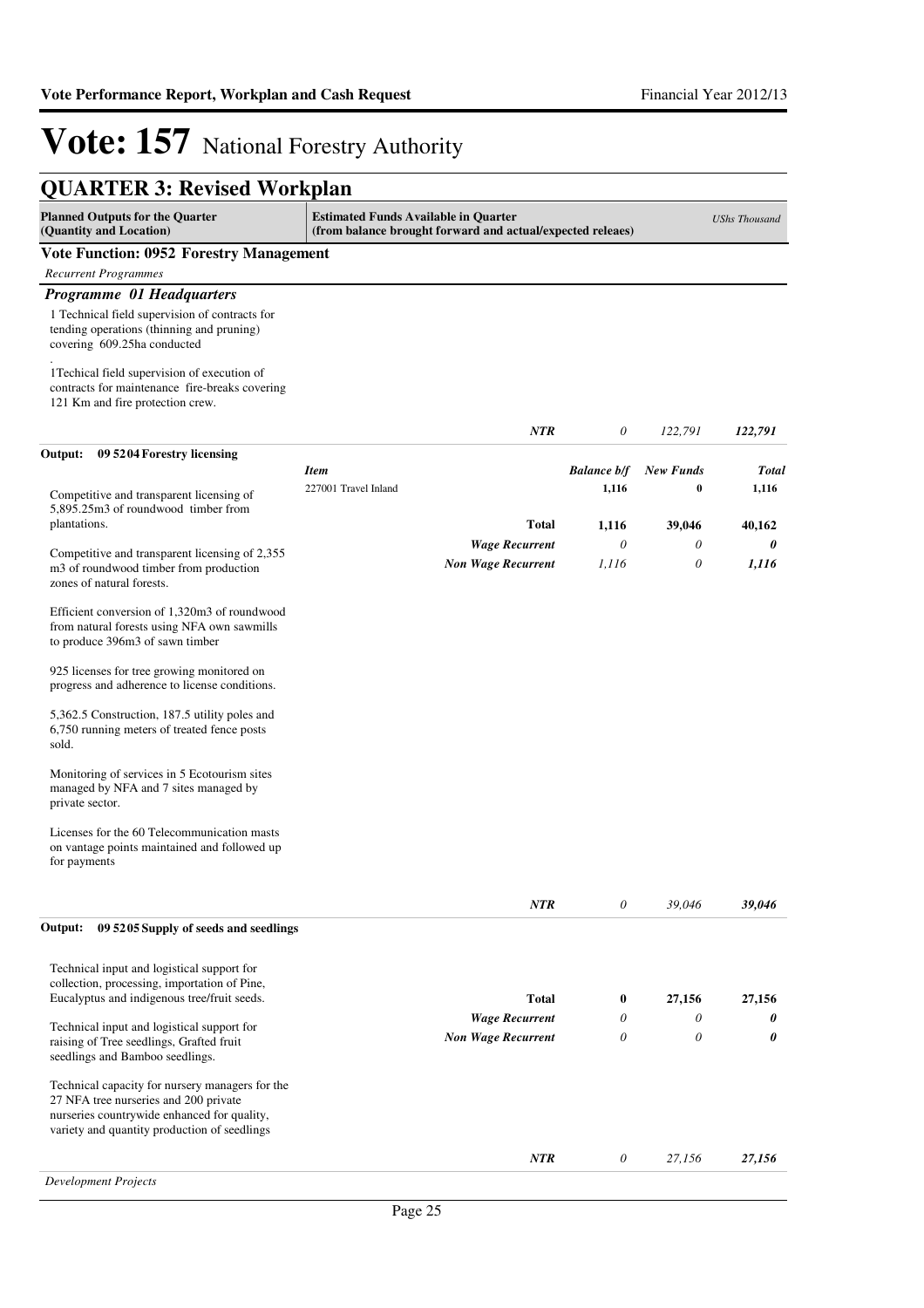# Vote: 157 National Forestry Authority

## QUARTER 3: Revised Workplan

| Planned Outputs for the Quarter (Quantity and Location) | Estimated Funds Available in Quarter (from balance brought forward and actual/expected releaes) | | | UShs Thousand |
|---|---|---|---|---|

**Vote Function: 0952 Forestry Management**

*Recurrent Programmes*

***Programme 01 Headquarters***

1 Technical field supervision of contracts for tending operations (thinning and pruning) covering 609.25ha conducted

.

1Techical field supervision of execution of contracts for maintenance fire-breaks covering 121 Km and fire protection crew.

| | | | | |
|---|---|---|---|---|
| | *NTR* | *0* | *122,791* | ***122,791*** |

**Output: 09 5204 Forestry licensing**

| | Item | Balance b/f | New Funds | Total |
|---|---|---|---|---|
| Competitive and transparent licensing of 5,895.25m3 of roundwood timber from plantations. | 227001 Travel Inland | 1,116 | 0 | 1,116 |
| | **Total** | **1,116** | **39,046** | **40,162** |
| Competitive and transparent licensing of 2,355 m3 of roundwood timber from production zones of natural forests. | ***Wage Recurrent*** | *0* | *0* | ***0*** |
| | ***Non Wage Recurrent*** | *1,116* | *0* | ***1,116*** |

Efficient conversion of 1,320m3 of roundwood from natural forests using NFA own sawmills to produce 396m3 of sawn timber

925 licenses for tree growing monitored on progress and adherence to license conditions.

5,362.5 Construction, 187.5 utility poles and 6,750 running meters of treated fence posts sold.

Monitoring of services in 5 Ecotourism sites managed by NFA and 7 sites managed by private sector.

Licenses for the 60 Telecommunication masts on vantage points maintained and followed up for payments

| | | | | |
|---|---|---|---|---|
| | *NTR* | *0* | *39,046* | ***39,046*** |

**Output: 09 5205 Supply of seeds and seedlings**

| | | | | |
|---|---|---|---|---|
| Technical input and logistical support for collection, processing, importation of Pine, Eucalyptus and indigenous tree/fruit seeds. | **Total** | **0** | **27,156** | **27,156** |
| Technical input and logistical support for raising of Tree seedlings, Grafted fruit seedlings and Bamboo seedlings. | ***Wage Recurrent*** | *0* | *0* | ***0*** |
| | ***Non Wage Recurrent*** | *0* | *0* | ***0*** |

Technical capacity for nursery managers for the 27 NFA tree nurseries and 200 private nurseries countrywide enhanced for quality, variety and quantity production of seedlings

| | | | | |
|---|---|---|---|---|
| | *NTR* | *0* | *27,156* | ***27,156*** |

*Development Projects*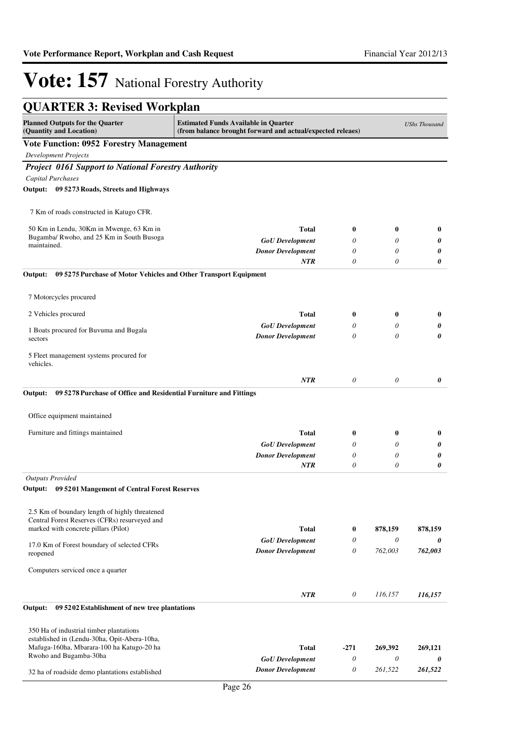# Vote: 157 National Forestry Authority

## QUARTER 3: Revised Workplan

| Planned Outputs for the Quarter (Quantity and Location) | Estimated Funds Available in Quarter (from balance brought forward and actual/expected releaes) | | | UShs Thousand |
|---|---|---|---|---|

**Vote Function: 0952 Forestry Management**

*Development Projects*

***Project 0161 Support to National Forestry Authority***

*Capital Purchases*

**Output: 09 5273 Roads, Streets and Highways**

| Planned Outputs | Funding | | | |
|---|---|---|---|---|
| 7 Km of roads constructed in Katugo CFR.<br><br>50 Km in Lendu, 30Km in Mwenge, 63 Km in Bugamba/ Rwoho, and 25 Km in South Busoga maintained. | **Total** | **0** | **0** | **0** |
| | *GoU Development* | *0* | *0* | ***0*** |
| | *Donor Development* | *0* | *0* | ***0*** |
| | ***NTR*** | *0* | *0* | ***0*** |

**Output: 09 5275 Purchase of Motor Vehicles and Other Transport Equipment**

| Planned Outputs | Funding | | | |
|---|---|---|---|---|
| 7 Motorcycles procured<br><br>2 Vehicles procured<br><br>1 Boats procured for Buvuma and Bugala sectors<br><br>5 Fleet management systems procured for vehicles. | **Total** | **0** | **0** | **0** |
| | *GoU Development* | *0* | *0* | ***0*** |
| | *Donor Development* | *0* | *0* | ***0*** |
| | ***NTR*** | *0* | *0* | ***0*** |

**Output: 09 5278 Purchase of Office and Residential Furniture and Fittings**

| Planned Outputs | Funding | | | |
|---|---|---|---|---|
| Office equipment maintained<br><br>Furniture and fittings maintained | **Total** | **0** | **0** | **0** |
| | *GoU Development* | *0* | *0* | ***0*** |
| | *Donor Development* | *0* | *0* | ***0*** |
| | ***NTR*** | *0* | *0* | ***0*** |

*Outputs Provided*

**Output: 09 5201 Mangement of Central Forest Reserves**

| Planned Outputs | Funding | | | |
|---|---|---|---|---|
| 2.5 Km of boundary length of highly threatened Central Forest Reserves (CFRs) resurveyed and marked with concrete pillars (Pilot)<br><br>17.0 Km of Forest boundary of selected CFRs reopened<br><br>Computers serviced once a quarter | **Total** | **0** | **878,159** | **878,159** |
| | *GoU Development* | *0* | *0* | ***0*** |
| | *Donor Development* | *0* | *762,003* | ***762,003*** |
| | ***NTR*** | *0* | *116,157* | ***116,157*** |

**Output: 09 5202 Establishment of new tree plantations**

| Planned Outputs | Funding | | | |
|---|---|---|---|---|
| 350 Ha of industrial timber plantations established in (Lendu-30ha, Opit-Abera-10ha, Mafuga-160ha, Mbarara-100 ha Katugo-20 ha Rwoho and Bugamba-30ha<br><br>32 ha of roadside demo plantations established | **Total** | **-271** | **269,392** | **269,121** |
| | *GoU Development* | *0* | *0* | ***0*** |
| | *Donor Development* | *0* | *261,522* | ***261,522*** |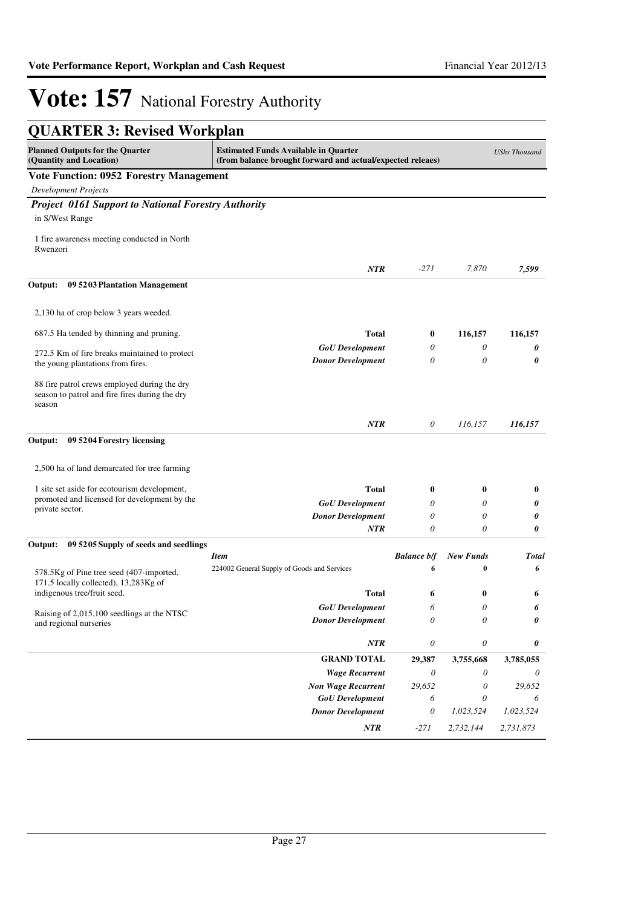# Vote: 157 National Forestry Authority

## QUARTER 3: Revised Workplan

| Planned Outputs for the Quarter (Quantity and Location) | Estimated Funds Available in Quarter (from balance brought forward and actual/expected releaes) | | | *UShs Thousand* |
|---|---|---|---|---|
| **Vote Function: 0952 Forestry Management** | | | | |
| *Development Projects* | | | | |
| ***Project 0161 Support to National Forestry Authority*** | | | | |
| in S/West Range<br><br>1 fire awareness meeting conducted in North Rwenzori | | | | |
| | ***NTR*** | *-271* | *7,870* | ***7,599*** |
| **Output: 09 5203 Plantation Management** | | | | |
| 2,130 ha of crop below 3 years weeded.<br><br>687.5 Ha tended by thinning and pruning.<br><br>272.5 Km of fire breaks maintained to protect the young plantations from fires.<br><br>88 fire patrol crews employed during the dry season to patrol and fire fires during the dry season | **Total** | **0** | **116,157** | **116,157** |
| | ***GoU Development*** | *0* | *0* | ***0*** |
| | ***Donor Development*** | *0* | *0* | ***0*** |
| | ***NTR*** | *0* | *116,157* | ***116,157*** |
| **Output: 09 5204 Forestry licensing** | | | | |
| 2,500 ha of land demarcated for tree farming<br><br>1 site set aside for ecotourism development, promoted and licensed for development by the private sector. | **Total** | **0** | **0** | **0** |
| | ***GoU Development*** | *0* | *0* | ***0*** |
| | ***Donor Development*** | *0* | *0* | ***0*** |
| | ***NTR*** | *0* | *0* | ***0*** |
| **Output: 09 5205 Supply of seeds and seedlings** | ***Item*** | ***Balance b/f*** | ***New Funds*** | ***Total*** |
| 578.5Kg of Pine tree seed (407-imported, 171.5 locally collected), 13,283Kg of indigenous tree/fruit seed.<br><br>Raising of 2,015,100 seedlings at the NTSC and regional nurseries | 224002 General Supply of Goods and Services | **6** | **0** | **6** |
| | **Total** | **6** | **0** | **6** |
| | ***GoU Development*** | *6* | *0* | ***6*** |
| | ***Donor Development*** | *0* | *0* | ***0*** |
| | ***NTR*** | *0* | *0* | ***0*** |
| | **GRAND TOTAL** | **29,387** | **3,755,668** | **3,785,055** |
| | ***Wage Recurrent*** | *0* | *0* | *0* |
| | ***Non Wage Recurrent*** | *29,652* | *0* | *29,652* |
| | ***GoU Development*** | *6* | *0* | *6* |
| | ***Donor Development*** | *0* | *1,023,524* | *1,023,524* |
| | ***NTR*** | *-271* | *2,732,144* | *2,731,873* |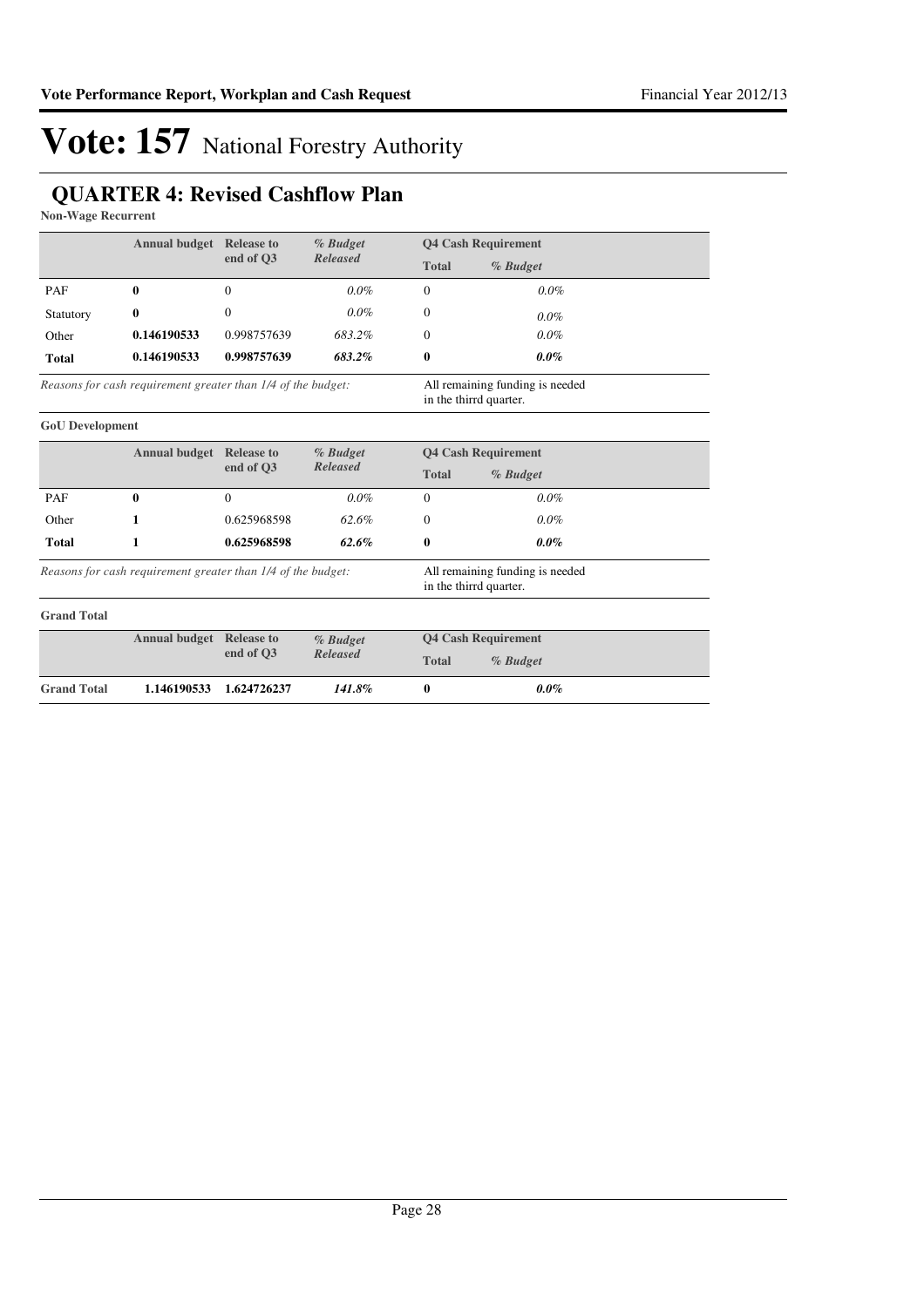# Vote: 157 National Forestry Authority

## QUARTER 4: Revised Cashflow Plan

**Non-Wage Recurrent**

| | Annual budget | Release to end of Q3 | *% Budget Released* | Q4 Cash Requirement | |
|---|---|---|---|---|---|
| | | | | **Total** | *% Budget* |
| PAF | **0** | 0 | *0.0%* | 0 | *0.0%* |
| Statutory | **0** | 0 | *0.0%* | 0 | *0.0%* |
| Other | **0.146190533** | 0.998757639 | *683.2%* | 0 | *0.0%* |
| **Total** | **0.146190533** | **0.998757639** | ***683.2%*** | **0** | ***0.0%*** |

*Reasons for cash requirement greater than 1/4 of the budget:* All remaining funding is needed in the thirrd quarter.

**GoU Development**

| | Annual budget | Release to end of Q3 | *% Budget Released* | Q4 Cash Requirement | |
|---|---|---|---|---|---|
| | | | | **Total** | *% Budget* |
| PAF | **0** | 0 | *0.0%* | 0 | *0.0%* |
| Other | **1** | 0.625968598 | *62.6%* | 0 | *0.0%* |
| **Total** | **1** | **0.625968598** | ***62.6%*** | **0** | ***0.0%*** |

*Reasons for cash requirement greater than 1/4 of the budget:* All remaining funding is needed in the thirrd quarter.

**Grand Total**

| | Annual budget | Release to end of Q3 | *% Budget Released* | Q4 Cash Requirement | |
|---|---|---|---|---|---|
| | | | | **Total** | *% Budget* |
| **Grand Total** | **1.146190533** | **1.624726237** | ***141.8%*** | **0** | ***0.0%*** |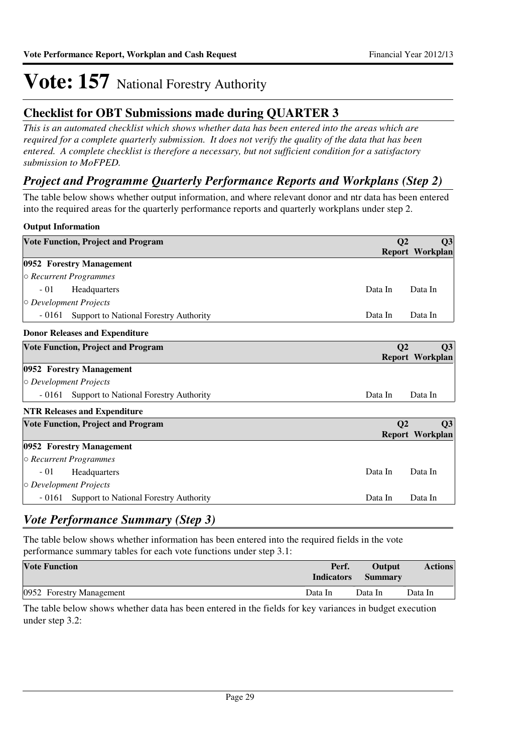# Vote: 157 National Forestry Authority

## Checklist for OBT Submissions made during QUARTER 3

*This is an automated checklist which shows whether data has been entered into the areas which are required for a complete quarterly submission. It does not verify the quality of the data that has been entered. A complete checklist is therefore a necessary, but not sufficient condition for a satisfactory submission to MoFPED.*

## *Project and Programme Quarterly Performance Reports and Workplans (Step 2)*

The table below shows whether output information, and where relevant donor and ntr data has been entered into the required areas for the quarterly performance reports and quarterly workplans under step 2.

**Output Information**

| Vote Function, Project and Program | Q2 Report | Q3 Workplan |
|---|---|---|
| **0952 Forestry Management** | | |
| *○ Recurrent Programmes* | | |
| - 01 Headquarters | Data In | Data In |
| *○ Development Projects* | | |
| - 0161 Support to National Forestry Authority | Data In | Data In |

**Donor Releases and Expenditure**

| Vote Function, Project and Program | Q2 Report | Q3 Workplan |
|---|---|---|
| **0952 Forestry Management** | | |
| *○ Development Projects* | | |
| - 0161 Support to National Forestry Authority | Data In | Data In |

**NTR Releases and Expenditure**

| Vote Function, Project and Program | Q2 Report | Q3 Workplan |
|---|---|---|
| **0952 Forestry Management** | | |
| *○ Recurrent Programmes* | | |
| - 01 Headquarters | Data In | Data In |
| *○ Development Projects* | | |
| - 0161 Support to National Forestry Authority | Data In | Data In |

## *Vote Performance Summary (Step 3)*

The table below shows whether information has been entered into the required fields in the vote performance summary tables for each vote functions under step 3.1:

| Vote Function | Perf. Indicators | Output Summary | Actions |
|---|---|---|---|
| 0952 Forestry Management | Data In | Data In | Data In |

The table below shows whether data has been entered in the fields for key variances in budget execution under step 3.2: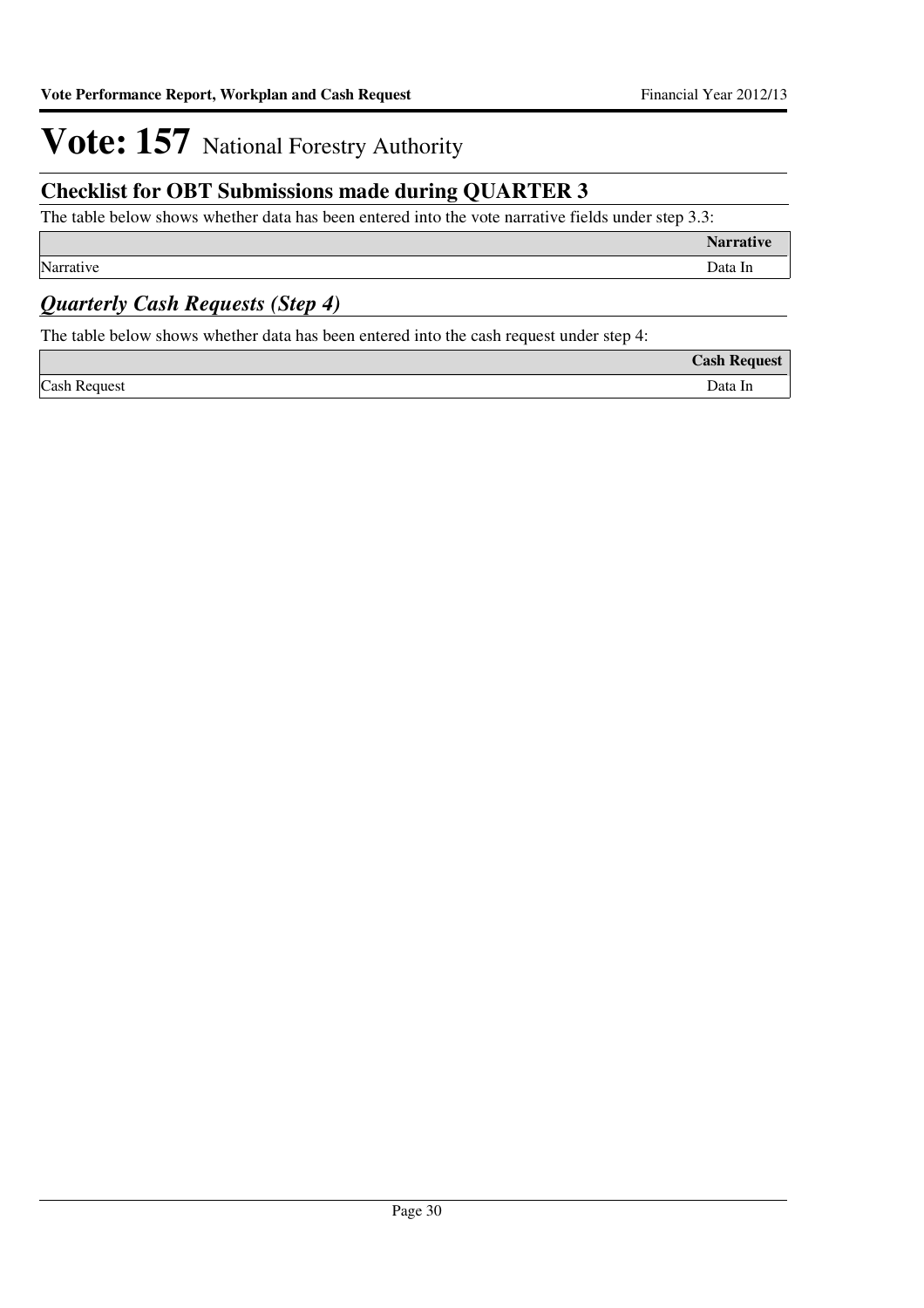# Vote: 157 National Forestry Authority

## Checklist for OBT Submissions made during QUARTER 3

The table below shows whether data has been entered into the vote narrative fields under step 3.3:

| | Narrative |
|---|---|
| Narrative | Data In |

## *Quarterly Cash Requests (Step 4)*

The table below shows whether data has been entered into the cash request under step 4:

| | Cash Request |
|---|---|
| Cash Request | Data In |